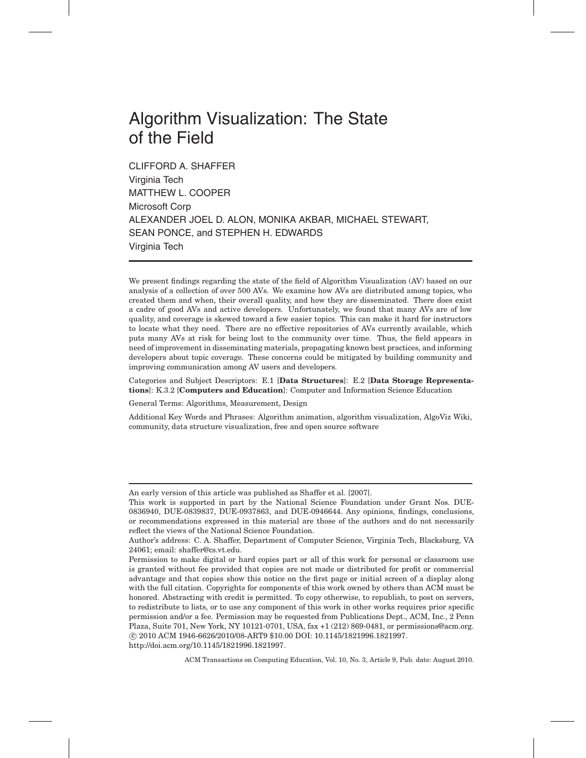# Algorithm Visualization: The State of the Field

CLIFFORD A. SHAFFER
Virginia Tech
MATTHEW L. COOPER
Microsoft Corp
ALEXANDER JOEL D. ALON, MONIKA AKBAR, MICHAEL STEWART, SEAN PONCE, and STEPHEN H. EDWARDS
Virginia Tech

---

We present findings regarding the state of the field of Algorithm Visualization (AV) based on our analysis of a collection of over 500 AVs. We examine how AVs are distributed among topics, who created them and when, their overall quality, and how they are disseminated. There does exist a cadre of good AVs and active developers. Unfortunately, we found that many AVs are of low quality, and coverage is skewed toward a few easier topics. This can make it hard for instructors to locate what they need. There are no effective repositories of AVs currently available, which puts many AVs at risk for being lost to the community over time. Thus, the field appears in need of improvement in disseminating materials, propagating known best practices, and informing developers about topic coverage. These concerns could be mitigated by building community and improving communication among AV users and developers.

Categories and Subject Descriptors: E.1 [**Data Structures**]: E.2 [**Data Storage Representations**]: K.3.2 [**Computers and Education**]: Computer and Information Science Education

General Terms: Algorithms, Measurement, Design

Additional Key Words and Phrases: Algorithm animation, algorithm visualization, AlgoViz Wiki, community, data structure visualization, free and open source software

---

An early version of this article was published as Shaffer et al. [2007].

This work is supported in part by the National Science Foundation under Grant Nos. DUE-0836940, DUE-0839837, DUE-0937863, and DUE-0946644. Any opinions, findings, conclusions, or recommendations expressed in this material are those of the authors and do not necessarily reflect the views of the National Science Foundation.

Author's address: C. A. Shaffer, Department of Computer Science, Virginia Tech, Blacksburg, VA 24061; email: shaffer@cs.vt.edu.

Permission to make digital or hard copies part or all of this work for personal or classroom use is granted without fee provided that copies are not made or distributed for profit or commercial advantage and that copies show this notice on the first page or initial screen of a display along with the full citation. Copyrights for components of this work owned by others than ACM must be honored. Abstracting with credit is permitted. To copy otherwise, to republish, to post on servers, to redistribute to lists, or to use any component of this work in other works requires prior specific permission and/or a fee. Permission may be requested from Publications Dept., ACM, Inc., 2 Penn Plaza, Suite 701, New York, NY 10121-0701, USA, fax +1 (212) 869-0481, or permissions@acm.org.
© 2010 ACM 1946-6626/2010/08-ART9 $10.00 DOI: 10.1145/1821996.1821997.
http://doi.acm.org/10.1145/1821996.1821997.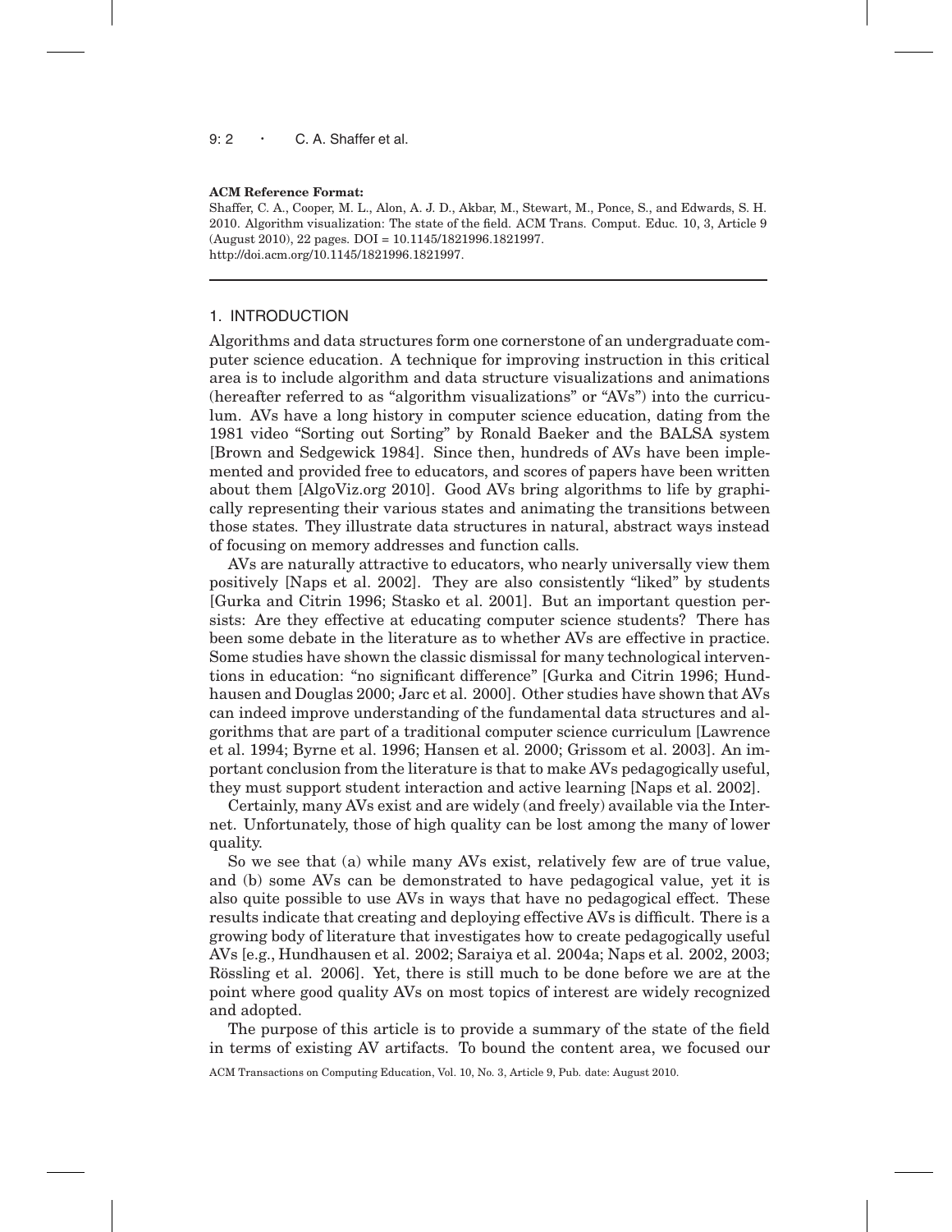**ACM Reference Format:**

Shaffer, C. A., Cooper, M. L., Alon, A. J. D., Akbar, M., Stewart, M., Ponce, S., and Edwards, S. H. 2010. Algorithm visualization: The state of the field. ACM Trans. Comput. Educ. 10, 3, Article 9 (August 2010), 22 pages. DOI = 10.1145/1821996.1821997. http://doi.acm.org/10.1145/1821996.1821997.

## 1. INTRODUCTION

Algorithms and data structures form one cornerstone of an undergraduate computer science education. A technique for improving instruction in this critical area is to include algorithm and data structure visualizations and animations (hereafter referred to as "algorithm visualizations" or "AVs") into the curriculum. AVs have a long history in computer science education, dating from the 1981 video "Sorting out Sorting" by Ronald Baeker and the BALSA system [Brown and Sedgewick 1984]. Since then, hundreds of AVs have been implemented and provided free to educators, and scores of papers have been written about them [AlgoViz.org 2010]. Good AVs bring algorithms to life by graphically representing their various states and animating the transitions between those states. They illustrate data structures in natural, abstract ways instead of focusing on memory addresses and function calls.

AVs are naturally attractive to educators, who nearly universally view them positively [Naps et al. 2002]. They are also consistently "liked" by students [Gurka and Citrin 1996; Stasko et al. 2001]. But an important question persists: Are they effective at educating computer science students? There has been some debate in the literature as to whether AVs are effective in practice. Some studies have shown the classic dismissal for many technological interventions in education: "no significant difference" [Gurka and Citrin 1996; Hundhausen and Douglas 2000; Jarc et al. 2000]. Other studies have shown that AVs can indeed improve understanding of the fundamental data structures and algorithms that are part of a traditional computer science curriculum [Lawrence et al. 1994; Byrne et al. 1996; Hansen et al. 2000; Grissom et al. 2003]. An important conclusion from the literature is that to make AVs pedagogically useful, they must support student interaction and active learning [Naps et al. 2002].

Certainly, many AVs exist and are widely (and freely) available via the Internet. Unfortunately, those of high quality can be lost among the many of lower quality.

So we see that (a) while many AVs exist, relatively few are of true value, and (b) some AVs can be demonstrated to have pedagogical value, yet it is also quite possible to use AVs in ways that have no pedagogical effect. These results indicate that creating and deploying effective AVs is difficult. There is a growing body of literature that investigates how to create pedagogically useful AVs [e.g., Hundhausen et al. 2002; Saraiya et al. 2004a; Naps et al. 2002, 2003; Rössling et al. 2006]. Yet, there is still much to be done before we are at the point where good quality AVs on most topics of interest are widely recognized and adopted.

The purpose of this article is to provide a summary of the state of the field in terms of existing AV artifacts. To bound the content area, we focused our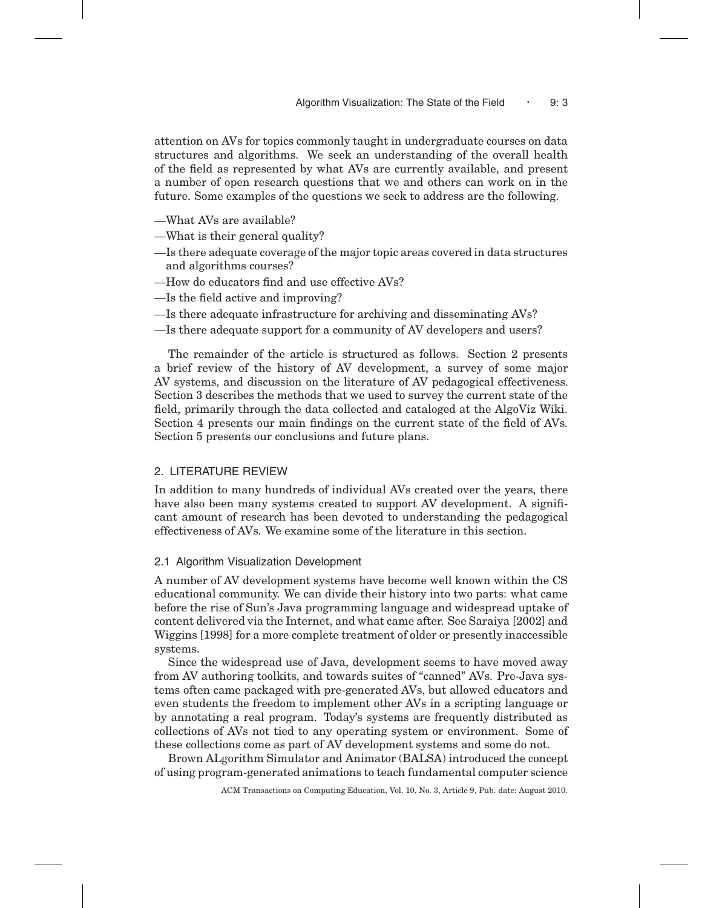attention on AVs for topics commonly taught in undergraduate courses on data structures and algorithms. We seek an understanding of the overall health of the field as represented by what AVs are currently available, and present a number of open research questions that we and others can work on in the future. Some examples of the questions we seek to address are the following.

—What AVs are available?

—What is their general quality?

—Is there adequate coverage of the major topic areas covered in data structures and algorithms courses?

—How do educators find and use effective AVs?

—Is the field active and improving?

—Is there adequate infrastructure for archiving and disseminating AVs?

—Is there adequate support for a community of AV developers and users?

The remainder of the article is structured as follows. Section 2 presents a brief review of the history of AV development, a survey of some major AV systems, and discussion on the literature of AV pedagogical effectiveness. Section 3 describes the methods that we used to survey the current state of the field, primarily through the data collected and cataloged at the AlgoViz Wiki. Section 4 presents our main findings on the current state of the field of AVs. Section 5 presents our conclusions and future plans.

## 2. LITERATURE REVIEW

In addition to many hundreds of individual AVs created over the years, there have also been many systems created to support AV development. A significant amount of research has been devoted to understanding the pedagogical effectiveness of AVs. We examine some of the literature in this section.

### 2.1 Algorithm Visualization Development

A number of AV development systems have become well known within the CS educational community. We can divide their history into two parts: what came before the rise of Sun's Java programming language and widespread uptake of content delivered via the Internet, and what came after. See Saraiya [2002] and Wiggins [1998] for a more complete treatment of older or presently inaccessible systems.

Since the widespread use of Java, development seems to have moved away from AV authoring toolkits, and towards suites of "canned" AVs. Pre-Java systems often came packaged with pre-generated AVs, but allowed educators and even students the freedom to implement other AVs in a scripting language or by annotating a real program. Today's systems are frequently distributed as collections of AVs not tied to any operating system or environment. Some of these collections come as part of AV development systems and some do not.

Brown ALgorithm Simulator and Animator (BALSA) introduced the concept of using program-generated animations to teach fundamental computer science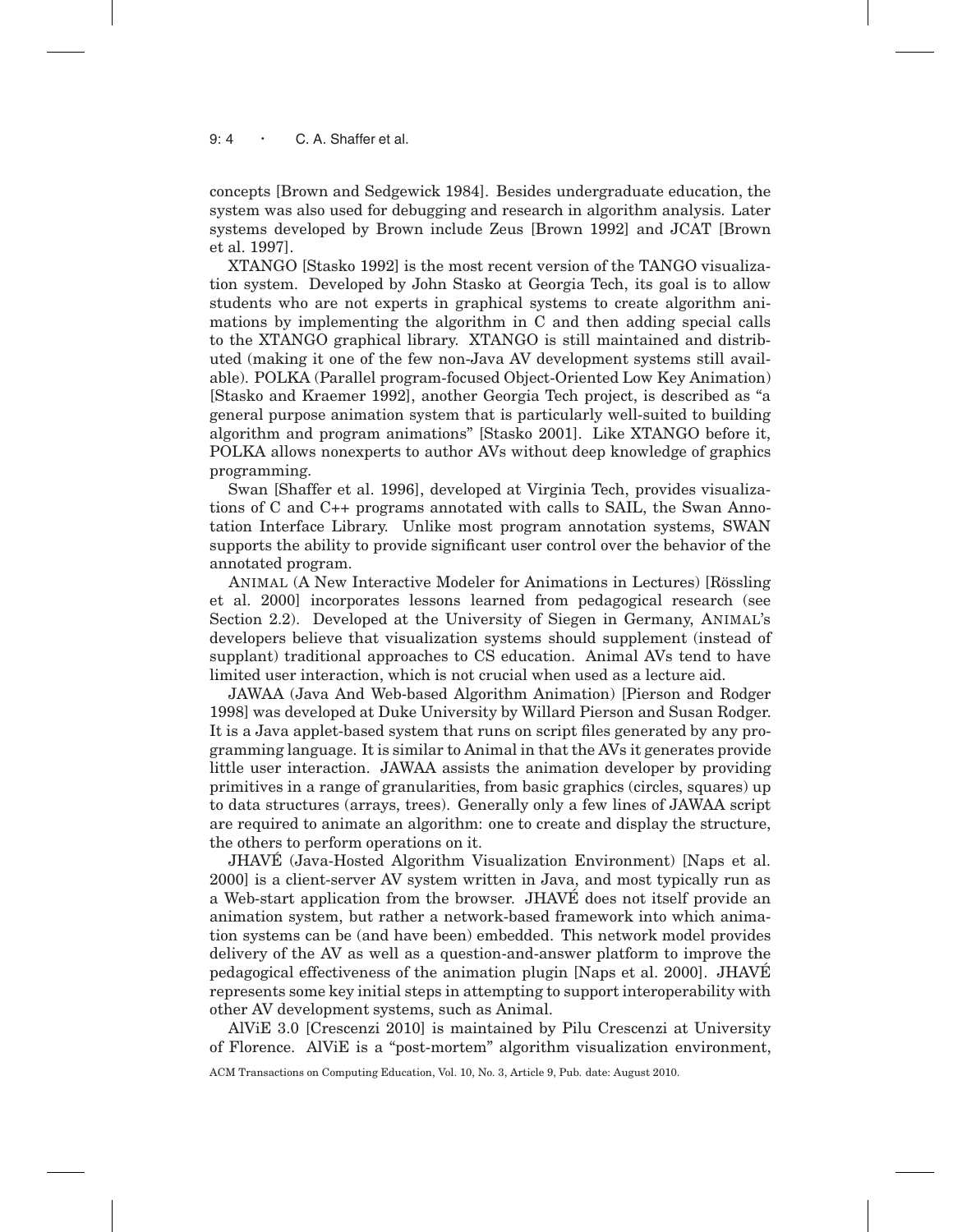concepts [Brown and Sedgewick 1984]. Besides undergraduate education, the system was also used for debugging and research in algorithm analysis. Later systems developed by Brown include Zeus [Brown 1992] and JCAT [Brown et al. 1997].

XTANGO [Stasko 1992] is the most recent version of the TANGO visualization system. Developed by John Stasko at Georgia Tech, its goal is to allow students who are not experts in graphical systems to create algorithm animations by implementing the algorithm in C and then adding special calls to the XTANGO graphical library. XTANGO is still maintained and distributed (making it one of the few non-Java AV development systems still available). POLKA (Parallel program-focused Object-Oriented Low Key Animation) [Stasko and Kraemer 1992], another Georgia Tech project, is described as "a general purpose animation system that is particularly well-suited to building algorithm and program animations" [Stasko 2001]. Like XTANGO before it, POLKA allows nonexperts to author AVs without deep knowledge of graphics programming.

Swan [Shaffer et al. 1996], developed at Virginia Tech, provides visualizations of C and C++ programs annotated with calls to SAIL, the Swan Annotation Interface Library. Unlike most program annotation systems, SWAN supports the ability to provide significant user control over the behavior of the annotated program.

ANIMAL (A New Interactive Modeler for Animations in Lectures) [Rössling et al. 2000] incorporates lessons learned from pedagogical research (see Section 2.2). Developed at the University of Siegen in Germany, ANIMAL's developers believe that visualization systems should supplement (instead of supplant) traditional approaches to CS education. Animal AVs tend to have limited user interaction, which is not crucial when used as a lecture aid.

JAWAA (Java And Web-based Algorithm Animation) [Pierson and Rodger 1998] was developed at Duke University by Willard Pierson and Susan Rodger. It is a Java applet-based system that runs on script files generated by any programming language. It is similar to Animal in that the AVs it generates provide little user interaction. JAWAA assists the animation developer by providing primitives in a range of granularities, from basic graphics (circles, squares) up to data structures (arrays, trees). Generally only a few lines of JAWAA script are required to animate an algorithm: one to create and display the structure, the others to perform operations on it.

JHAVÉ (Java-Hosted Algorithm Visualization Environment) [Naps et al. 2000] is a client-server AV system written in Java, and most typically run as a Web-start application from the browser. JHAVÉ does not itself provide an animation system, but rather a network-based framework into which animation systems can be (and have been) embedded. This network model provides delivery of the AV as well as a question-and-answer platform to improve the pedagogical effectiveness of the animation plugin [Naps et al. 2000]. JHAVÉ represents some key initial steps in attempting to support interoperability with other AV development systems, such as Animal.

AlViE 3.0 [Crescenzi 2010] is maintained by Pilu Crescenzi at University of Florence. AlViE is a "post-mortem" algorithm visualization environment,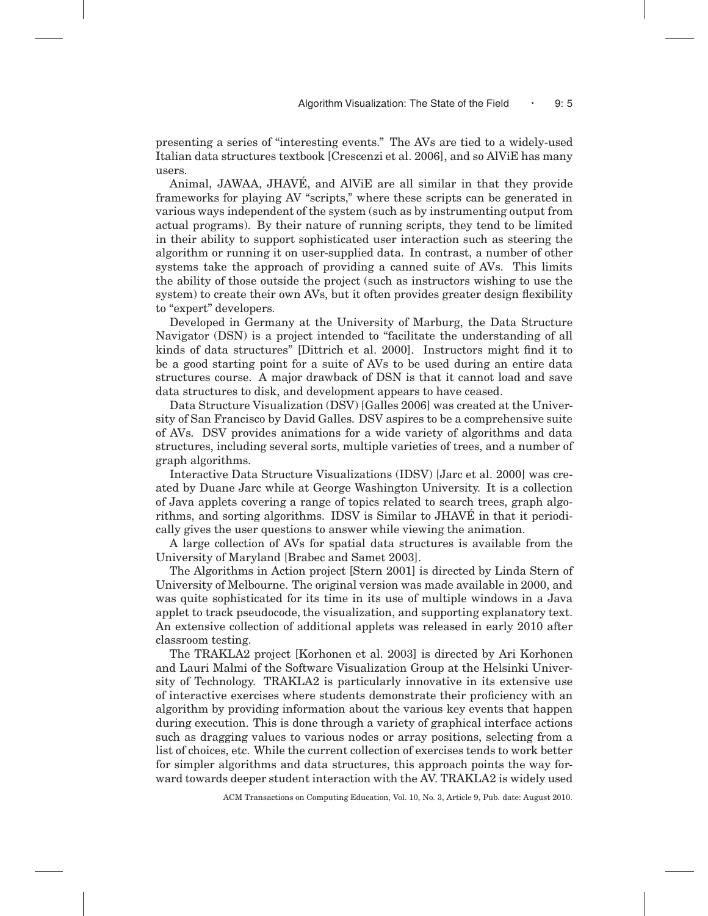presenting a series of "interesting events." The AVs are tied to a widely-used Italian data structures textbook [Crescenzi et al. 2006], and so AlViE has many users.

Animal, JAWAA, JHAVÉ, and AlViE are all similar in that they provide frameworks for playing AV "scripts," where these scripts can be generated in various ways independent of the system (such as by instrumenting output from actual programs). By their nature of running scripts, they tend to be limited in their ability to support sophisticated user interaction such as steering the algorithm or running it on user-supplied data. In contrast, a number of other systems take the approach of providing a canned suite of AVs. This limits the ability of those outside the project (such as instructors wishing to use the system) to create their own AVs, but it often provides greater design flexibility to "expert" developers.

Developed in Germany at the University of Marburg, the Data Structure Navigator (DSN) is a project intended to "facilitate the understanding of all kinds of data structures" [Dittrich et al. 2000]. Instructors might find it to be a good starting point for a suite of AVs to be used during an entire data structures course. A major drawback of DSN is that it cannot load and save data structures to disk, and development appears to have ceased.

Data Structure Visualization (DSV) [Galles 2006] was created at the University of San Francisco by David Galles. DSV aspires to be a comprehensive suite of AVs. DSV provides animations for a wide variety of algorithms and data structures, including several sorts, multiple varieties of trees, and a number of graph algorithms.

Interactive Data Structure Visualizations (IDSV) [Jarc et al. 2000] was created by Duane Jarc while at George Washington University. It is a collection of Java applets covering a range of topics related to search trees, graph algorithms, and sorting algorithms. IDSV is Similar to JHAVÉ in that it periodically gives the user questions to answer while viewing the animation.

A large collection of AVs for spatial data structures is available from the University of Maryland [Brabec and Samet 2003].

The Algorithms in Action project [Stern 2001] is directed by Linda Stern of University of Melbourne. The original version was made available in 2000, and was quite sophisticated for its time in its use of multiple windows in a Java applet to track pseudocode, the visualization, and supporting explanatory text. An extensive collection of additional applets was released in early 2010 after classroom testing.

The TRAKLA2 project [Korhonen et al. 2003] is directed by Ari Korhonen and Lauri Malmi of the Software Visualization Group at the Helsinki University of Technology. TRAKLA2 is particularly innovative in its extensive use of interactive exercises where students demonstrate their proficiency with an algorithm by providing information about the various key events that happen during execution. This is done through a variety of graphical interface actions such as dragging values to various nodes or array positions, selecting from a list of choices, etc. While the current collection of exercises tends to work better for simpler algorithms and data structures, this approach points the way forward towards deeper student interaction with the AV. TRAKLA2 is widely used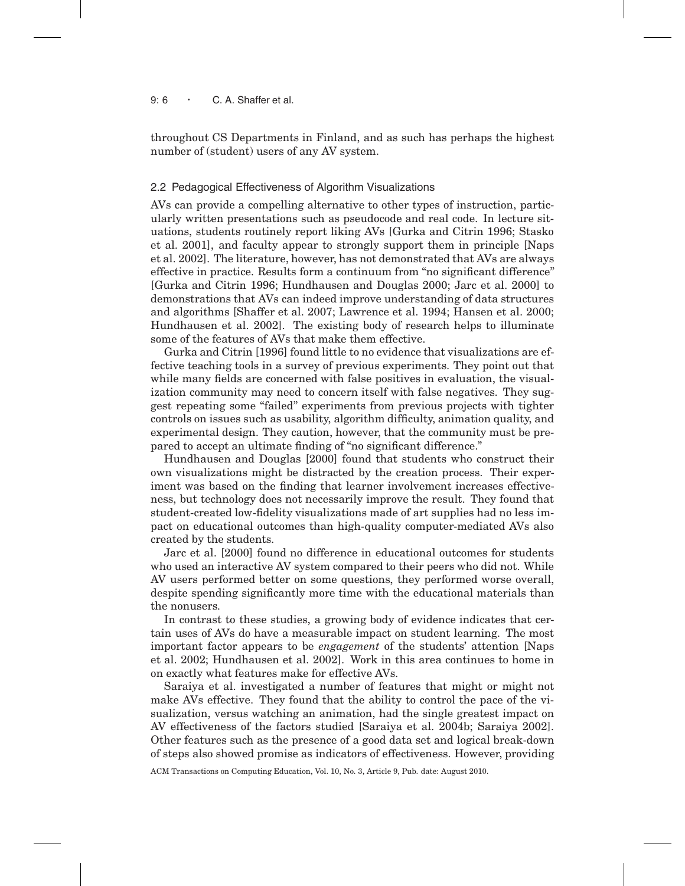throughout CS Departments in Finland, and as such has perhaps the highest number of (student) users of any AV system.

### 2.2 Pedagogical Effectiveness of Algorithm Visualizations

AVs can provide a compelling alternative to other types of instruction, particularly written presentations such as pseudocode and real code. In lecture situations, students routinely report liking AVs [Gurka and Citrin 1996; Stasko et al. 2001], and faculty appear to strongly support them in principle [Naps et al. 2002]. The literature, however, has not demonstrated that AVs are always effective in practice. Results form a continuum from "no significant difference" [Gurka and Citrin 1996; Hundhausen and Douglas 2000; Jarc et al. 2000] to demonstrations that AVs can indeed improve understanding of data structures and algorithms [Shaffer et al. 2007; Lawrence et al. 1994; Hansen et al. 2000; Hundhausen et al. 2002]. The existing body of research helps to illuminate some of the features of AVs that make them effective.

Gurka and Citrin [1996] found little to no evidence that visualizations are effective teaching tools in a survey of previous experiments. They point out that while many fields are concerned with false positives in evaluation, the visualization community may need to concern itself with false negatives. They suggest repeating some "failed" experiments from previous projects with tighter controls on issues such as usability, algorithm difficulty, animation quality, and experimental design. They caution, however, that the community must be prepared to accept an ultimate finding of "no significant difference."

Hundhausen and Douglas [2000] found that students who construct their own visualizations might be distracted by the creation process. Their experiment was based on the finding that learner involvement increases effectiveness, but technology does not necessarily improve the result. They found that student-created low-fidelity visualizations made of art supplies had no less impact on educational outcomes than high-quality computer-mediated AVs also created by the students.

Jarc et al. [2000] found no difference in educational outcomes for students who used an interactive AV system compared to their peers who did not. While AV users performed better on some questions, they performed worse overall, despite spending significantly more time with the educational materials than the nonusers.

In contrast to these studies, a growing body of evidence indicates that certain uses of AVs do have a measurable impact on student learning. The most important factor appears to be *engagement* of the students' attention [Naps et al. 2002; Hundhausen et al. 2002]. Work in this area continues to home in on exactly what features make for effective AVs.

Saraiya et al. investigated a number of features that might or might not make AVs effective. They found that the ability to control the pace of the visualization, versus watching an animation, had the single greatest impact on AV effectiveness of the factors studied [Saraiya et al. 2004b; Saraiya 2002]. Other features such as the presence of a good data set and logical break-down of steps also showed promise as indicators of effectiveness. However, providing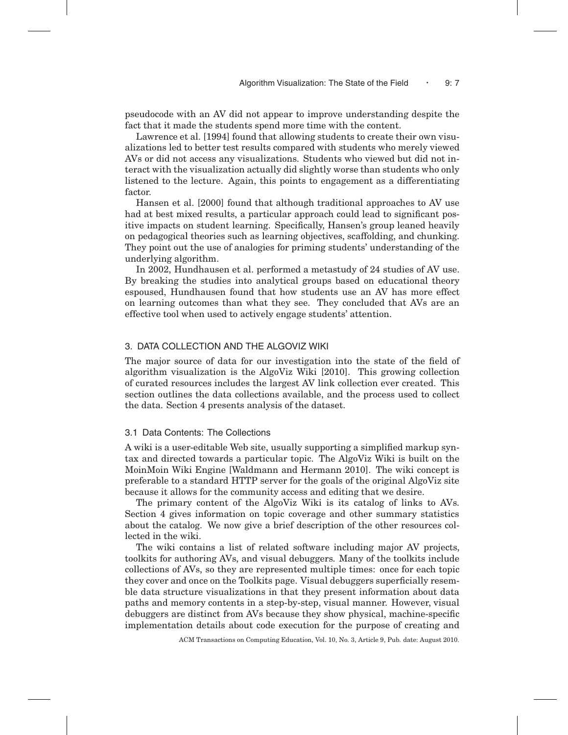pseudocode with an AV did not appear to improve understanding despite the fact that it made the students spend more time with the content.

Lawrence et al. [1994] found that allowing students to create their own visualizations led to better test results compared with students who merely viewed AVs or did not access any visualizations. Students who viewed but did not interact with the visualization actually did slightly worse than students who only listened to the lecture. Again, this points to engagement as a differentiating factor.

Hansen et al. [2000] found that although traditional approaches to AV use had at best mixed results, a particular approach could lead to significant positive impacts on student learning. Specifically, Hansen's group leaned heavily on pedagogical theories such as learning objectives, scaffolding, and chunking. They point out the use of analogies for priming students' understanding of the underlying algorithm.

In 2002, Hundhausen et al. performed a metastudy of 24 studies of AV use. By breaking the studies into analytical groups based on educational theory espoused, Hundhausen found that how students use an AV has more effect on learning outcomes than what they see. They concluded that AVs are an effective tool when used to actively engage students' attention.

## 3. DATA COLLECTION AND THE ALGOVIZ WIKI

The major source of data for our investigation into the state of the field of algorithm visualization is the AlgoViz Wiki [2010]. This growing collection of curated resources includes the largest AV link collection ever created. This section outlines the data collections available, and the process used to collect the data. Section 4 presents analysis of the dataset.

### 3.1 Data Contents: The Collections

A wiki is a user-editable Web site, usually supporting a simplified markup syntax and directed towards a particular topic. The AlgoViz Wiki is built on the MoinMoin Wiki Engine [Waldmann and Hermann 2010]. The wiki concept is preferable to a standard HTTP server for the goals of the original AlgoViz site because it allows for the community access and editing that we desire.

The primary content of the AlgoViz Wiki is its catalog of links to AVs. Section 4 gives information on topic coverage and other summary statistics about the catalog. We now give a brief description of the other resources collected in the wiki.

The wiki contains a list of related software including major AV projects, toolkits for authoring AVs, and visual debuggers. Many of the toolkits include collections of AVs, so they are represented multiple times: once for each topic they cover and once on the Toolkits page. Visual debuggers superficially resemble data structure visualizations in that they present information about data paths and memory contents in a step-by-step, visual manner. However, visual debuggers are distinct from AVs because they show physical, machine-specific implementation details about code execution for the purpose of creating and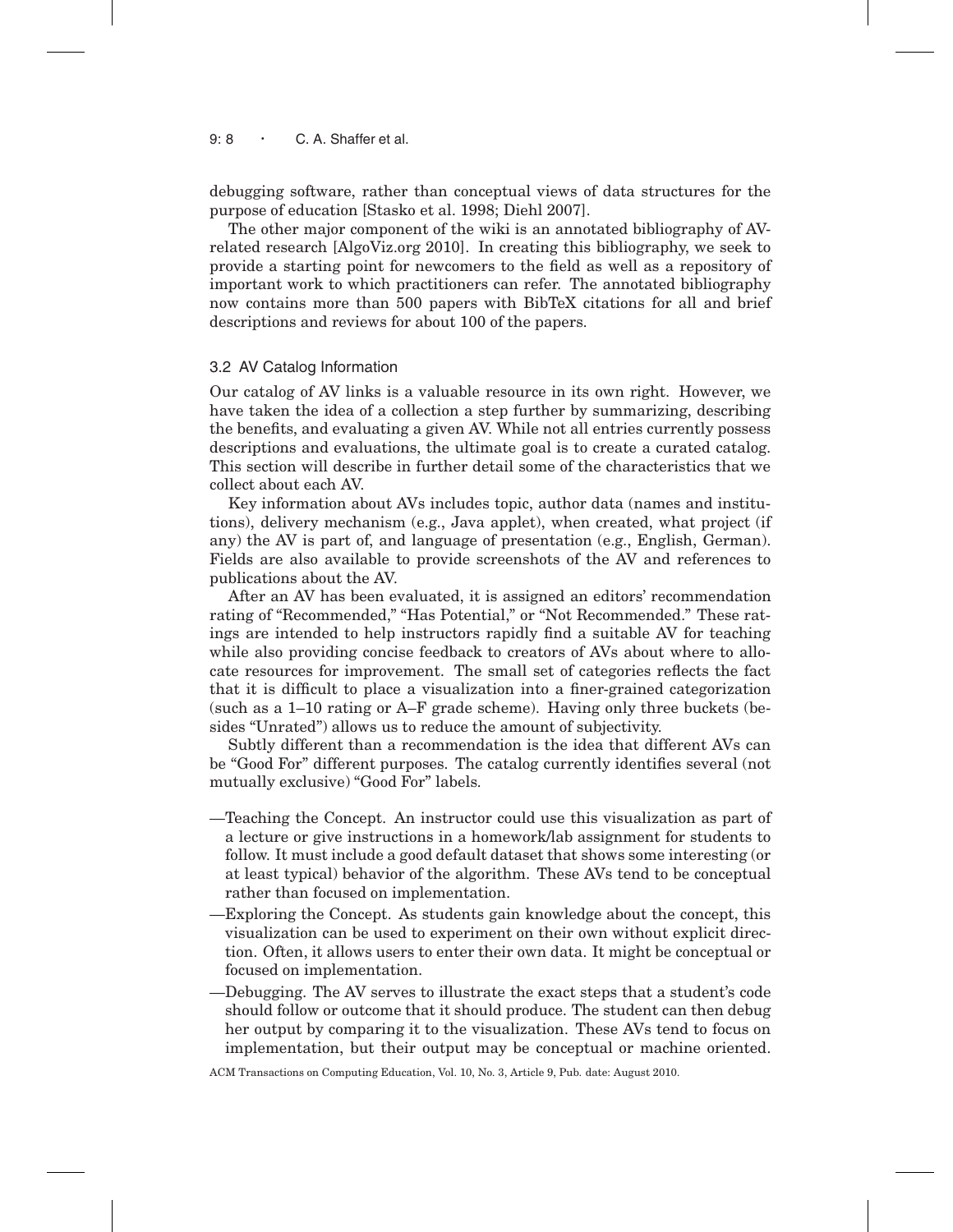debugging software, rather than conceptual views of data structures for the purpose of education [Stasko et al. 1998; Diehl 2007].

The other major component of the wiki is an annotated bibliography of AV-related research [AlgoViz.org 2010]. In creating this bibliography, we seek to provide a starting point for newcomers to the field as well as a repository of important work to which practitioners can refer. The annotated bibliography now contains more than 500 papers with BibTeX citations for all and brief descriptions and reviews for about 100 of the papers.

### 3.2 AV Catalog Information

Our catalog of AV links is a valuable resource in its own right. However, we have taken the idea of a collection a step further by summarizing, describing the benefits, and evaluating a given AV. While not all entries currently possess descriptions and evaluations, the ultimate goal is to create a curated catalog. This section will describe in further detail some of the characteristics that we collect about each AV.

Key information about AVs includes topic, author data (names and institutions), delivery mechanism (e.g., Java applet), when created, what project (if any) the AV is part of, and language of presentation (e.g., English, German). Fields are also available to provide screenshots of the AV and references to publications about the AV.

After an AV has been evaluated, it is assigned an editors' recommendation rating of "Recommended," "Has Potential," or "Not Recommended." These ratings are intended to help instructors rapidly find a suitable AV for teaching while also providing concise feedback to creators of AVs about where to allocate resources for improvement. The small set of categories reflects the fact that it is difficult to place a visualization into a finer-grained categorization (such as a 1–10 rating or A–F grade scheme). Having only three buckets (besides "Unrated") allows us to reduce the amount of subjectivity.

Subtly different than a recommendation is the idea that different AVs can be "Good For" different purposes. The catalog currently identifies several (not mutually exclusive) "Good For" labels.

- —Teaching the Concept. An instructor could use this visualization as part of a lecture or give instructions in a homework/lab assignment for students to follow. It must include a good default dataset that shows some interesting (or at least typical) behavior of the algorithm. These AVs tend to be conceptual rather than focused on implementation.
- —Exploring the Concept. As students gain knowledge about the concept, this visualization can be used to experiment on their own without explicit direction. Often, it allows users to enter their own data. It might be conceptual or focused on implementation.
- —Debugging. The AV serves to illustrate the exact steps that a student's code should follow or outcome that it should produce. The student can then debug her output by comparing it to the visualization. These AVs tend to focus on implementation, but their output may be conceptual or machine oriented.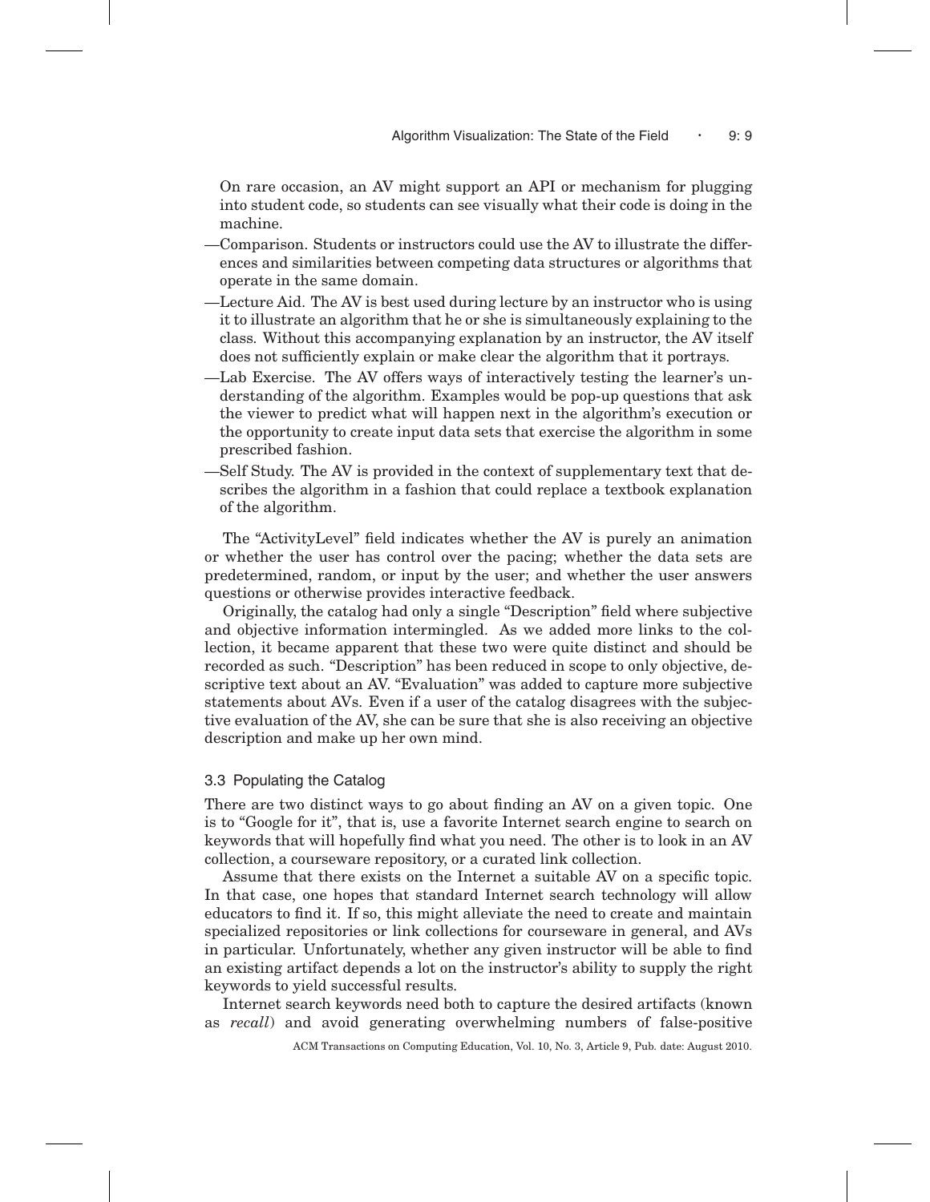On rare occasion, an AV might support an API or mechanism for plugging into student code, so students can see visually what their code is doing in the machine.

—Comparison. Students or instructors could use the AV to illustrate the differences and similarities between competing data structures or algorithms that operate in the same domain.

—Lecture Aid. The AV is best used during lecture by an instructor who is using it to illustrate an algorithm that he or she is simultaneously explaining to the class. Without this accompanying explanation by an instructor, the AV itself does not sufficiently explain or make clear the algorithm that it portrays.

—Lab Exercise. The AV offers ways of interactively testing the learner's understanding of the algorithm. Examples would be pop-up questions that ask the viewer to predict what will happen next in the algorithm's execution or the opportunity to create input data sets that exercise the algorithm in some prescribed fashion.

—Self Study. The AV is provided in the context of supplementary text that describes the algorithm in a fashion that could replace a textbook explanation of the algorithm.

The "ActivityLevel" field indicates whether the AV is purely an animation or whether the user has control over the pacing; whether the data sets are predetermined, random, or input by the user; and whether the user answers questions or otherwise provides interactive feedback.

Originally, the catalog had only a single "Description" field where subjective and objective information intermingled. As we added more links to the collection, it became apparent that these two were quite distinct and should be recorded as such. "Description" has been reduced in scope to only objective, descriptive text about an AV. "Evaluation" was added to capture more subjective statements about AVs. Even if a user of the catalog disagrees with the subjective evaluation of the AV, she can be sure that she is also receiving an objective description and make up her own mind.

### 3.3 Populating the Catalog

There are two distinct ways to go about finding an AV on a given topic. One is to "Google for it", that is, use a favorite Internet search engine to search on keywords that will hopefully find what you need. The other is to look in an AV collection, a courseware repository, or a curated link collection.

Assume that there exists on the Internet a suitable AV on a specific topic. In that case, one hopes that standard Internet search technology will allow educators to find it. If so, this might alleviate the need to create and maintain specialized repositories or link collections for courseware in general, and AVs in particular. Unfortunately, whether any given instructor will be able to find an existing artifact depends a lot on the instructor's ability to supply the right keywords to yield successful results.

Internet search keywords need both to capture the desired artifacts (known as *recall*) and avoid generating overwhelming numbers of false-positive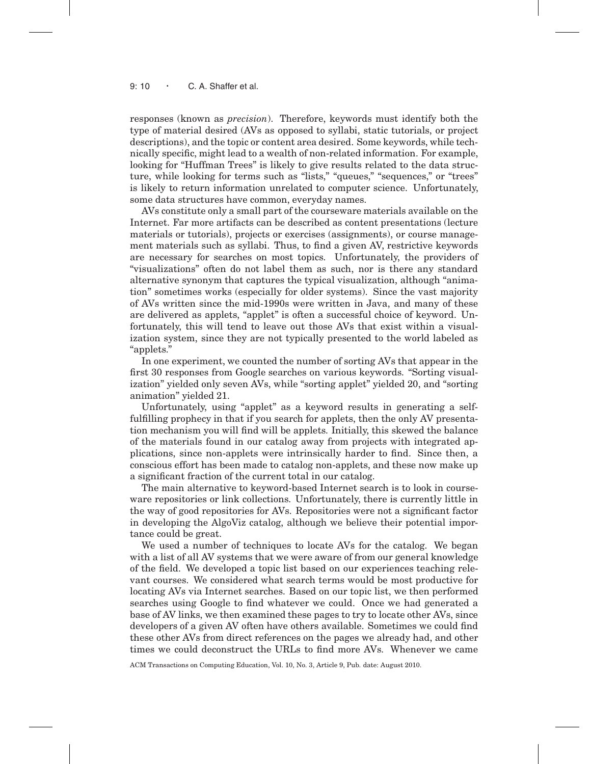responses (known as *precision*). Therefore, keywords must identify both the type of material desired (AVs as opposed to syllabi, static tutorials, or project descriptions), and the topic or content area desired. Some keywords, while technically specific, might lead to a wealth of non-related information. For example, looking for "Huffman Trees" is likely to give results related to the data structure, while looking for terms such as "lists," "queues," "sequences," or "trees" is likely to return information unrelated to computer science. Unfortunately, some data structures have common, everyday names.

AVs constitute only a small part of the courseware materials available on the Internet. Far more artifacts can be described as content presentations (lecture materials or tutorials), projects or exercises (assignments), or course management materials such as syllabi. Thus, to find a given AV, restrictive keywords are necessary for searches on most topics. Unfortunately, the providers of "visualizations" often do not label them as such, nor is there any standard alternative synonym that captures the typical visualization, although "animation" sometimes works (especially for older systems). Since the vast majority of AVs written since the mid-1990s were written in Java, and many of these are delivered as applets, "applet" is often a successful choice of keyword. Unfortunately, this will tend to leave out those AVs that exist within a visualization system, since they are not typically presented to the world labeled as "applets."

In one experiment, we counted the number of sorting AVs that appear in the first 30 responses from Google searches on various keywords. "Sorting visualization" yielded only seven AVs, while "sorting applet" yielded 20, and "sorting animation" yielded 21.

Unfortunately, using "applet" as a keyword results in generating a self-fulfilling prophecy in that if you search for applets, then the only AV presentation mechanism you will find will be applets. Initially, this skewed the balance of the materials found in our catalog away from projects with integrated applications, since non-applets were intrinsically harder to find. Since then, a conscious effort has been made to catalog non-applets, and these now make up a significant fraction of the current total in our catalog.

The main alternative to keyword-based Internet search is to look in courseware repositories or link collections. Unfortunately, there is currently little in the way of good repositories for AVs. Repositories were not a significant factor in developing the AlgoViz catalog, although we believe their potential importance could be great.

We used a number of techniques to locate AVs for the catalog. We began with a list of all AV systems that we were aware of from our general knowledge of the field. We developed a topic list based on our experiences teaching relevant courses. We considered what search terms would be most productive for locating AVs via Internet searches. Based on our topic list, we then performed searches using Google to find whatever we could. Once we had generated a base of AV links, we then examined these pages to try to locate other AVs, since developers of a given AV often have others available. Sometimes we could find these other AVs from direct references on the pages we already had, and other times we could deconstruct the URLs to find more AVs. Whenever we came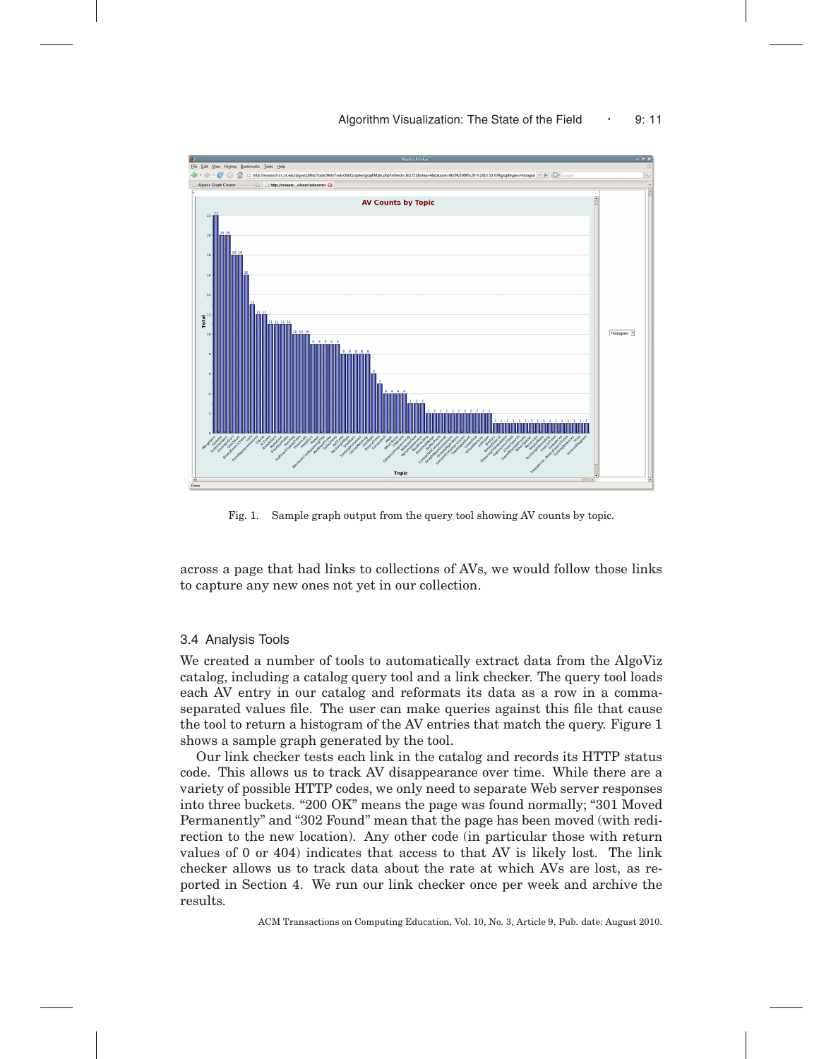Fig. 1. Sample graph output from the query tool showing AV counts by topic.

across a page that had links to collections of AVs, we would follow those links to capture any new ones not yet in our collection.

### 3.4 Analysis Tools

We created a number of tools to automatically extract data from the AlgoViz catalog, including a catalog query tool and a link checker. The query tool loads each AV entry in our catalog and reformats its data as a row in a comma-separated values file. The user can make queries against this file that cause the tool to return a histogram of the AV entries that match the query. Figure 1 shows a sample graph generated by the tool.

Our link checker tests each link in the catalog and records its HTTP status code. This allows us to track AV disappearance over time. While there are a variety of possible HTTP codes, we only need to separate Web server responses into three buckets. "200 OK" means the page was found normally; "301 Moved Permanently" and "302 Found" mean that the page has been moved (with redirection to the new location). Any other code (in particular those with return values of 0 or 404) indicates that access to that AV is likely lost. The link checker allows us to track data about the rate at which AVs are lost, as reported in Section 4. We run our link checker once per week and archive the results.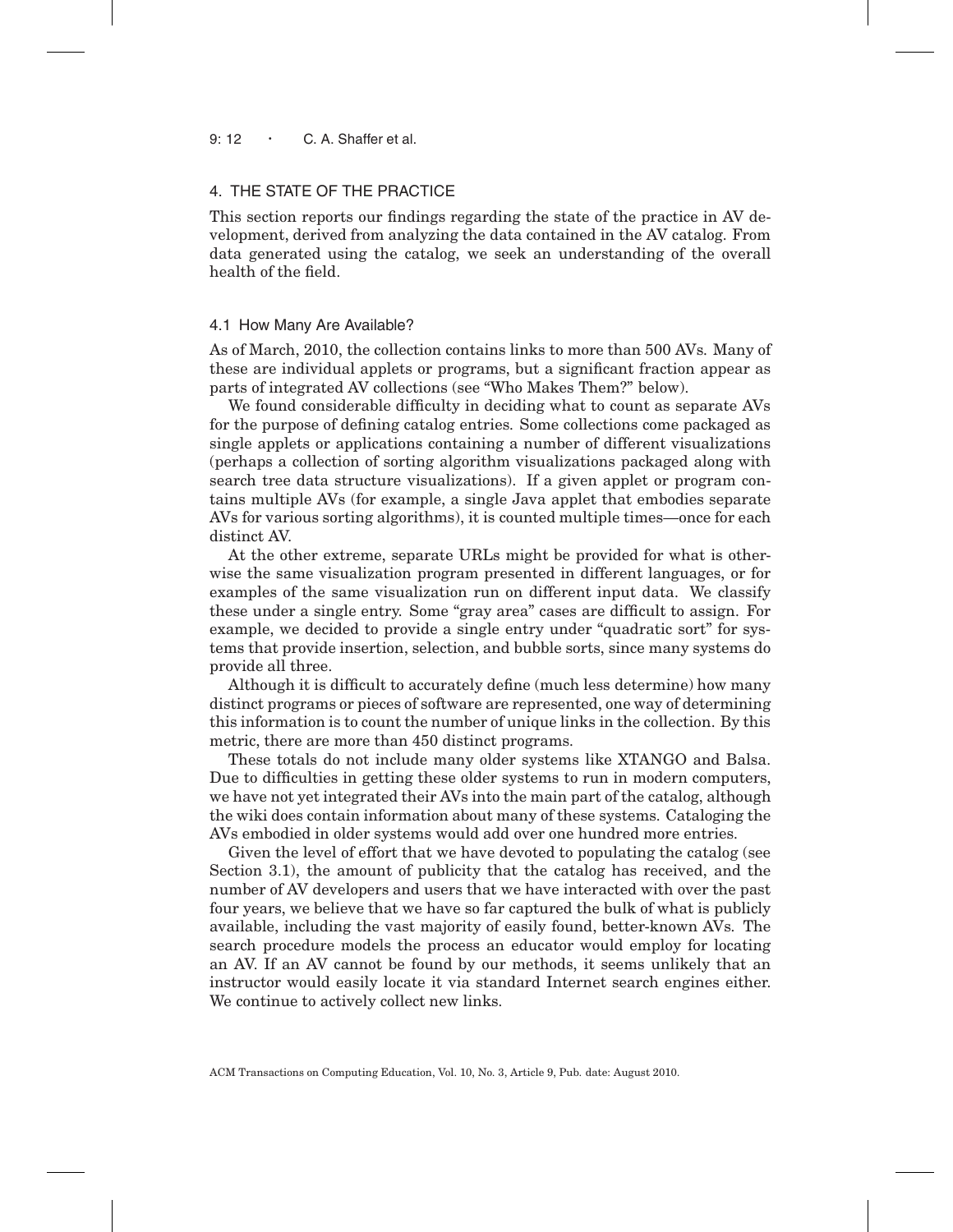## 4. THE STATE OF THE PRACTICE

This section reports our findings regarding the state of the practice in AV development, derived from analyzing the data contained in the AV catalog. From data generated using the catalog, we seek an understanding of the overall health of the field.

### 4.1 How Many Are Available?

As of March, 2010, the collection contains links to more than 500 AVs. Many of these are individual applets or programs, but a significant fraction appear as parts of integrated AV collections (see "Who Makes Them?" below).

We found considerable difficulty in deciding what to count as separate AVs for the purpose of defining catalog entries. Some collections come packaged as single applets or applications containing a number of different visualizations (perhaps a collection of sorting algorithm visualizations packaged along with search tree data structure visualizations). If a given applet or program contains multiple AVs (for example, a single Java applet that embodies separate AVs for various sorting algorithms), it is counted multiple times—once for each distinct AV.

At the other extreme, separate URLs might be provided for what is otherwise the same visualization program presented in different languages, or for examples of the same visualization run on different input data. We classify these under a single entry. Some "gray area" cases are difficult to assign. For example, we decided to provide a single entry under "quadratic sort" for systems that provide insertion, selection, and bubble sorts, since many systems do provide all three.

Although it is difficult to accurately define (much less determine) how many distinct programs or pieces of software are represented, one way of determining this information is to count the number of unique links in the collection. By this metric, there are more than 450 distinct programs.

These totals do not include many older systems like XTANGO and Balsa. Due to difficulties in getting these older systems to run in modern computers, we have not yet integrated their AVs into the main part of the catalog, although the wiki does contain information about many of these systems. Cataloging the AVs embodied in older systems would add over one hundred more entries.

Given the level of effort that we have devoted to populating the catalog (see Section 3.1), the amount of publicity that the catalog has received, and the number of AV developers and users that we have interacted with over the past four years, we believe that we have so far captured the bulk of what is publicly available, including the vast majority of easily found, better-known AVs. The search procedure models the process an educator would employ for locating an AV. If an AV cannot be found by our methods, it seems unlikely that an instructor would easily locate it via standard Internet search engines either. We continue to actively collect new links.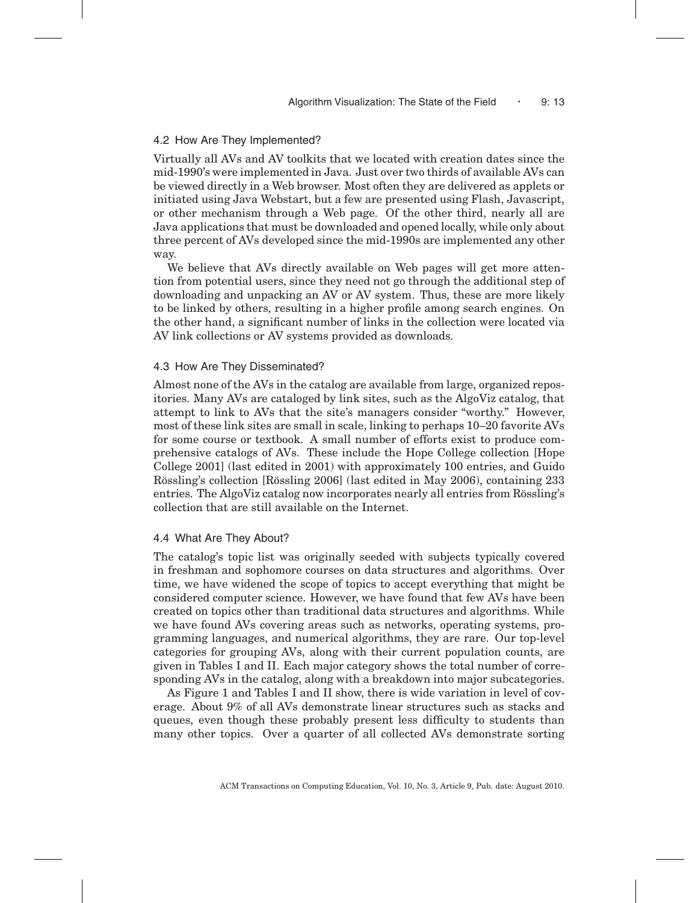## 4.2 How Are They Implemented?

Virtually all AVs and AV toolkits that we located with creation dates since the mid-1990's were implemented in Java. Just over two thirds of available AVs can be viewed directly in a Web browser. Most often they are delivered as applets or initiated using Java Webstart, but a few are presented using Flash, Javascript, or other mechanism through a Web page. Of the other third, nearly all are Java applications that must be downloaded and opened locally, while only about three percent of AVs developed since the mid-1990s are implemented any other way.

We believe that AVs directly available on Web pages will get more attention from potential users, since they need not go through the additional step of downloading and unpacking an AV or AV system. Thus, these are more likely to be linked by others, resulting in a higher profile among search engines. On the other hand, a significant number of links in the collection were located via AV link collections or AV systems provided as downloads.

## 4.3 How Are They Disseminated?

Almost none of the AVs in the catalog are available from large, organized repositories. Many AVs are cataloged by link sites, such as the AlgoViz catalog, that attempt to link to AVs that the site's managers consider "worthy." However, most of these link sites are small in scale, linking to perhaps 10–20 favorite AVs for some course or textbook. A small number of efforts exist to produce comprehensive catalogs of AVs. These include the Hope College collection [Hope College 2001] (last edited in 2001) with approximately 100 entries, and Guido Rössling's collection [Rössling 2006] (last edited in May 2006), containing 233 entries. The AlgoViz catalog now incorporates nearly all entries from Rössling's collection that are still available on the Internet.

## 4.4 What Are They About?

The catalog's topic list was originally seeded with subjects typically covered in freshman and sophomore courses on data structures and algorithms. Over time, we have widened the scope of topics to accept everything that might be considered computer science. However, we have found that few AVs have been created on topics other than traditional data structures and algorithms. While we have found AVs covering areas such as networks, operating systems, programming languages, and numerical algorithms, they are rare. Our top-level categories for grouping AVs, along with their current population counts, are given in Tables I and II. Each major category shows the total number of corresponding AVs in the catalog, along with a breakdown into major subcategories.

As Figure 1 and Tables I and II show, there is wide variation in level of coverage. About 9% of all AVs demonstrate linear structures such as stacks and queues, even though these probably present less difficulty to students than many other topics. Over a quarter of all collected AVs demonstrate sorting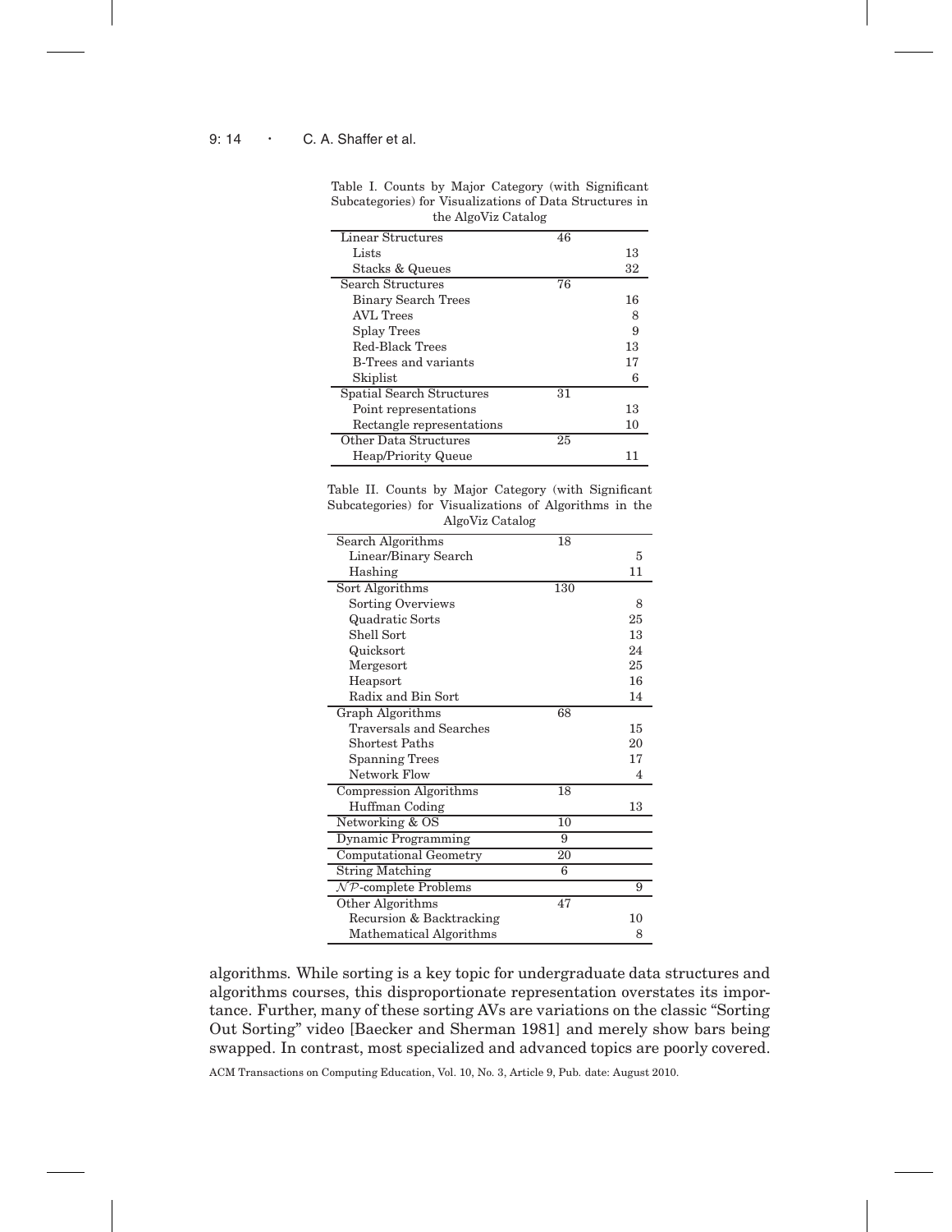Table I. Counts by Major Category (with Significant Subcategories) for Visualizations of Data Structures in the AlgoViz Catalog

| | | |
|---|---|---|
| Linear Structures | 46 | |
| Lists | | 13 |
| Stacks & Queues | | 32 |
| Search Structures | 76 | |
| Binary Search Trees | | 16 |
| AVL Trees | | 8 |
| Splay Trees | | 9 |
| Red-Black Trees | | 13 |
| B-Trees and variants | | 17 |
| Skiplist | | 6 |
| Spatial Search Structures | 31 | |
| Point representations | | 13 |
| Rectangle representations | | 10 |
| Other Data Structures | 25 | |
| Heap/Priority Queue | | 11 |

Table II. Counts by Major Category (with Significant Subcategories) for Visualizations of Algorithms in the AlgoViz Catalog

| | | |
|---|---|---|
| Search Algorithms | 18 | |
| Linear/Binary Search | | 5 |
| Hashing | | 11 |
| Sort Algorithms | 130 | |
| Sorting Overviews | | 8 |
| Quadratic Sorts | | 25 |
| Shell Sort | | 13 |
| Quicksort | | 24 |
| Mergesort | | 25 |
| Heapsort | | 16 |
| Radix and Bin Sort | | 14 |
| Graph Algorithms | 68 | |
| Traversals and Searches | | 15 |
| Shortest Paths | | 20 |
| Spanning Trees | | 17 |
| Network Flow | | 4 |
| Compression Algorithms | 18 | |
| Huffman Coding | | 13 |
| Networking & OS | 10 | |
| Dynamic Programming | 9 | |
| Computational Geometry | 20 | |
| String Matching | 6 | |
| $\mathcal{NP}$-complete Problems | | 9 |
| Other Algorithms | 47 | |
| Recursion & Backtracking | | 10 |
| Mathematical Algorithms | | 8 |

algorithms. While sorting is a key topic for undergraduate data structures and algorithms courses, this disproportionate representation overstates its importance. Further, many of these sorting AVs are variations on the classic "Sorting Out Sorting" video [Baecker and Sherman 1981] and merely show bars being swapped. In contrast, most specialized and advanced topics are poorly covered.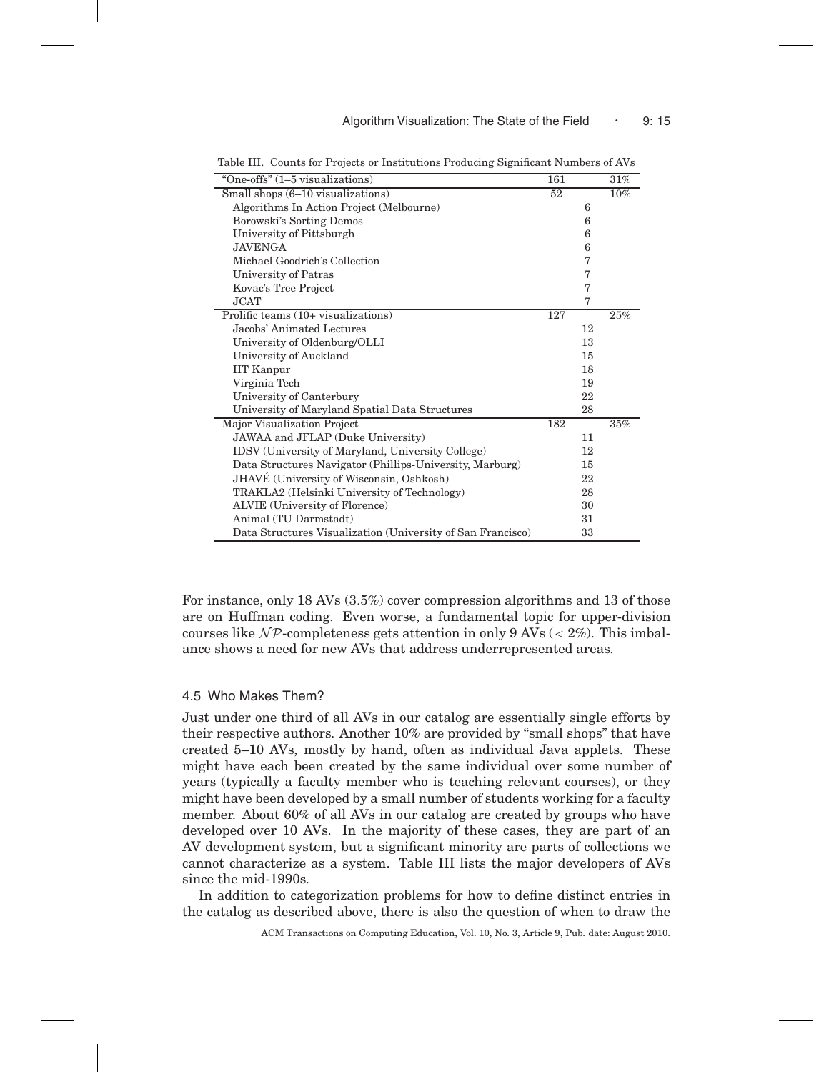Table III. Counts for Projects or Institutions Producing Significant Numbers of AVs

| | | | |
|---|---|---|---|
| "One-offs" (1–5 visualizations) | 161 | | 31% |
| Small shops (6–10 visualizations) | 52 | | 10% |
| Algorithms In Action Project (Melbourne) | | 6 | |
| Borowski's Sorting Demos | | 6 | |
| University of Pittsburgh | | 6 | |
| JAVENGA | | 6 | |
| Michael Goodrich's Collection | | 7 | |
| University of Patras | | 7 | |
| Kovac's Tree Project | | 7 | |
| JCAT | | 7 | |
| Prolific teams (10+ visualizations) | 127 | | 25% |
| Jacobs' Animated Lectures | | 12 | |
| University of Oldenburg/OLLI | | 13 | |
| University of Auckland | | 15 | |
| IIT Kanpur | | 18 | |
| Virginia Tech | | 19 | |
| University of Canterbury | | 22 | |
| University of Maryland Spatial Data Structures | | 28 | |
| Major Visualization Project | 182 | | 35% |
| JAWAA and JFLAP (Duke University) | | 11 | |
| IDSV (University of Maryland, University College) | | 12 | |
| Data Structures Navigator (Phillips-University, Marburg) | | 15 | |
| JHAVÉ (University of Wisconsin, Oshkosh) | | 22 | |
| TRAKLA2 (Helsinki University of Technology) | | 28 | |
| ALVIE (University of Florence) | | 30 | |
| Animal (TU Darmstadt) | | 31 | |
| Data Structures Visualization (University of San Francisco) | | 33 | |

For instance, only 18 AVs (3.5%) cover compression algorithms and 13 of those are on Huffman coding. Even worse, a fundamental topic for upper-division courses like $\mathcal{NP}$-completeness gets attention in only 9 AVs ($< 2\%$). This imbalance shows a need for new AVs that address underrepresented areas.

### 4.5 Who Makes Them?

Just under one third of all AVs in our catalog are essentially single efforts by their respective authors. Another 10% are provided by "small shops" that have created 5–10 AVs, mostly by hand, often as individual Java applets. These might have each been created by the same individual over some number of years (typically a faculty member who is teaching relevant courses), or they might have been developed by a small number of students working for a faculty member. About 60% of all AVs in our catalog are created by groups who have developed over 10 AVs. In the majority of these cases, they are part of an AV development system, but a significant minority are parts of collections we cannot characterize as a system. Table III lists the major developers of AVs since the mid-1990s.

In addition to categorization problems for how to define distinct entries in the catalog as described above, there is also the question of when to draw the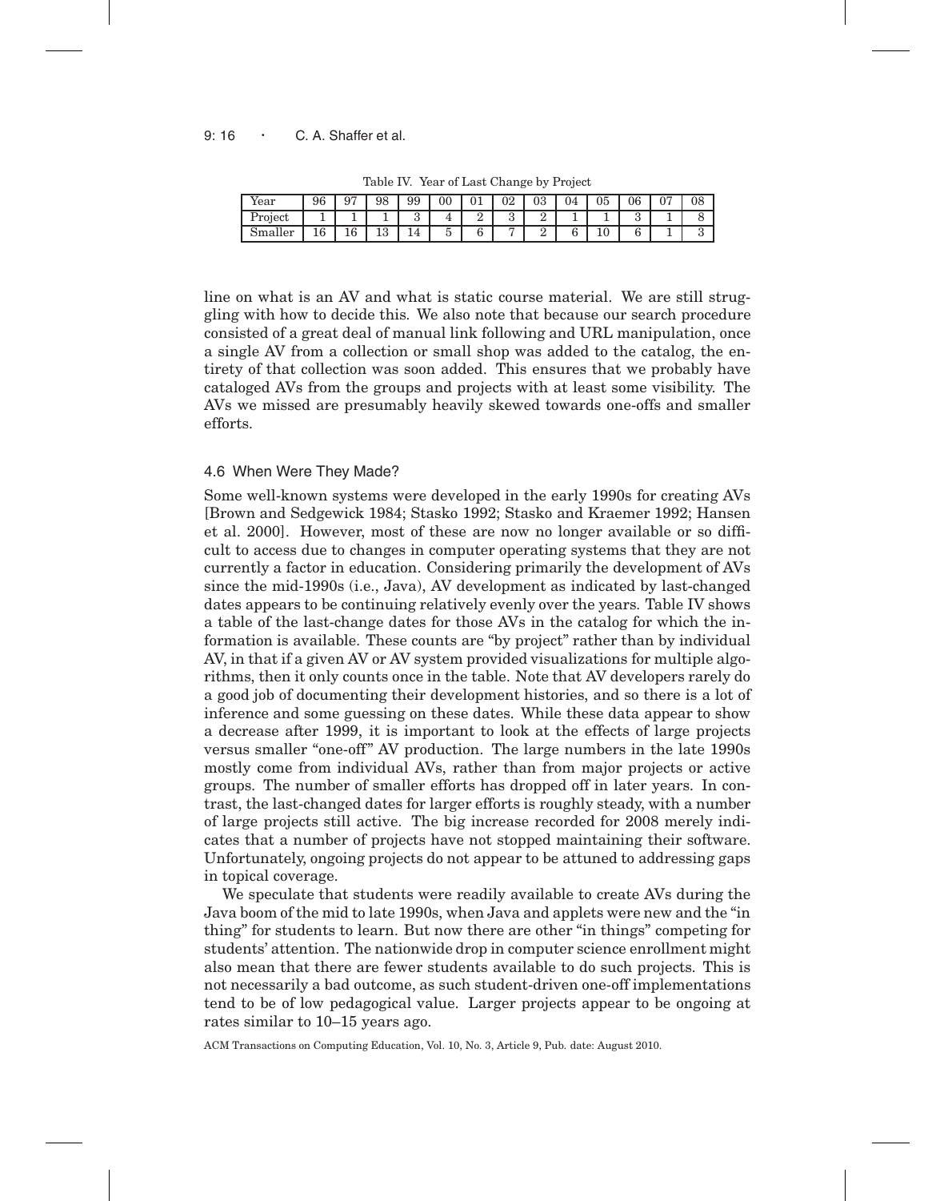Table IV. Year of Last Change by Project

| Year | 96 | 97 | 98 | 99 | 00 | 01 | 02 | 03 | 04 | 05 | 06 | 07 | 08 |
|---|---|---|---|---|---|---|---|---|---|---|---|---|---|
| Project | 1 | 1 | 1 | 3 | 4 | 2 | 3 | 2 | 1 | 1 | 3 | 1 | 8 |
| Smaller | 16 | 16 | 13 | 14 | 5 | 6 | 7 | 2 | 6 | 10 | 6 | 1 | 3 |

line on what is an AV and what is static course material. We are still struggling with how to decide this. We also note that because our search procedure consisted of a great deal of manual link following and URL manipulation, once a single AV from a collection or small shop was added to the catalog, the entirety of that collection was soon added. This ensures that we probably have cataloged AVs from the groups and projects with at least some visibility. The AVs we missed are presumably heavily skewed towards one-offs and smaller efforts.

### 4.6 When Were They Made?

Some well-known systems were developed in the early 1990s for creating AVs [Brown and Sedgewick 1984; Stasko 1992; Stasko and Kraemer 1992; Hansen et al. 2000]. However, most of these are now no longer available or so difficult to access due to changes in computer operating systems that they are not currently a factor in education. Considering primarily the development of AVs since the mid-1990s (i.e., Java), AV development as indicated by last-changed dates appears to be continuing relatively evenly over the years. Table IV shows a table of the last-change dates for those AVs in the catalog for which the information is available. These counts are "by project" rather than by individual AV, in that if a given AV or AV system provided visualizations for multiple algorithms, then it only counts once in the table. Note that AV developers rarely do a good job of documenting their development histories, and so there is a lot of inference and some guessing on these dates. While these data appear to show a decrease after 1999, it is important to look at the effects of large projects versus smaller "one-off" AV production. The large numbers in the late 1990s mostly come from individual AVs, rather than from major projects or active groups. The number of smaller efforts has dropped off in later years. In contrast, the last-changed dates for larger efforts is roughly steady, with a number of large projects still active. The big increase recorded for 2008 merely indicates that a number of projects have not stopped maintaining their software. Unfortunately, ongoing projects do not appear to be attuned to addressing gaps in topical coverage.

We speculate that students were readily available to create AVs during the Java boom of the mid to late 1990s, when Java and applets were new and the "in thing" for students to learn. But now there are other "in things" competing for students' attention. The nationwide drop in computer science enrollment might also mean that there are fewer students available to do such projects. This is not necessarily a bad outcome, as such student-driven one-off implementations tend to be of low pedagogical value. Larger projects appear to be ongoing at rates similar to 10–15 years ago.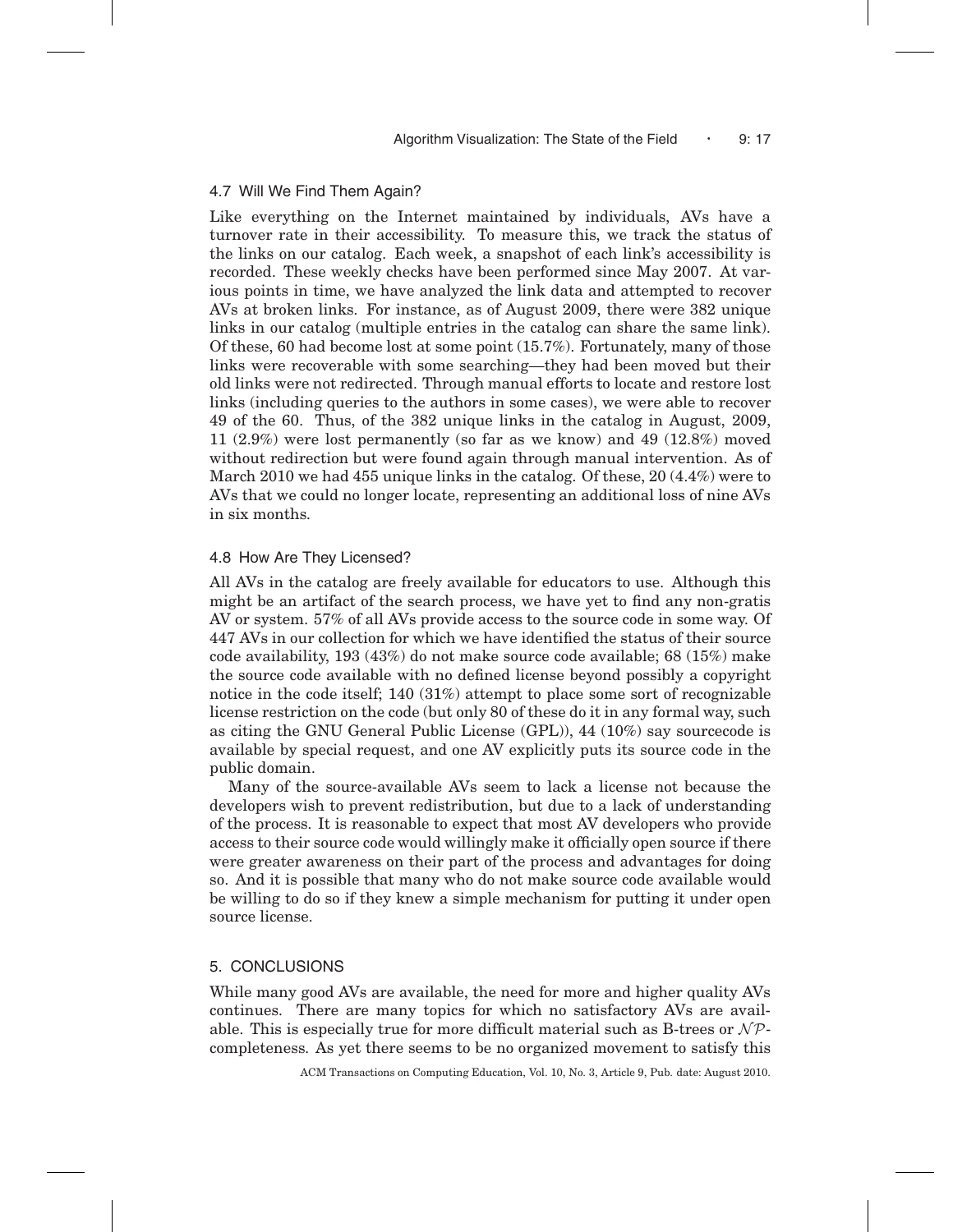### 4.7 Will We Find Them Again?

Like everything on the Internet maintained by individuals, AVs have a turnover rate in their accessibility. To measure this, we track the status of the links on our catalog. Each week, a snapshot of each link's accessibility is recorded. These weekly checks have been performed since May 2007. At various points in time, we have analyzed the link data and attempted to recover AVs at broken links. For instance, as of August 2009, there were 382 unique links in our catalog (multiple entries in the catalog can share the same link). Of these, 60 had become lost at some point (15.7%). Fortunately, many of those links were recoverable with some searching—they had been moved but their old links were not redirected. Through manual efforts to locate and restore lost links (including queries to the authors in some cases), we were able to recover 49 of the 60. Thus, of the 382 unique links in the catalog in August, 2009, 11 (2.9%) were lost permanently (so far as we know) and 49 (12.8%) moved without redirection but were found again through manual intervention. As of March 2010 we had 455 unique links in the catalog. Of these, 20 (4.4%) were to AVs that we could no longer locate, representing an additional loss of nine AVs in six months.

### 4.8 How Are They Licensed?

All AVs in the catalog are freely available for educators to use. Although this might be an artifact of the search process, we have yet to find any non-gratis AV or system. 57% of all AVs provide access to the source code in some way. Of 447 AVs in our collection for which we have identified the status of their source code availability, 193 (43%) do not make source code available; 68 (15%) make the source code available with no defined license beyond possibly a copyright notice in the code itself; 140 (31%) attempt to place some sort of recognizable license restriction on the code (but only 80 of these do it in any formal way, such as citing the GNU General Public License (GPL)), 44 (10%) say sourcecode is available by special request, and one AV explicitly puts its source code in the public domain.

Many of the source-available AVs seem to lack a license not because the developers wish to prevent redistribution, but due to a lack of understanding of the process. It is reasonable to expect that most AV developers who provide access to their source code would willingly make it officially open source if there were greater awareness on their part of the process and advantages for doing so. And it is possible that many who do not make source code available would be willing to do so if they knew a simple mechanism for putting it under open source license.

## 5. CONCLUSIONS

While many good AVs are available, the need for more and higher quality AVs continues. There are many topics for which no satisfactory AVs are available. This is especially true for more difficult material such as B-trees or $\mathcal{NP}$-completeness. As yet there seems to be no organized movement to satisfy this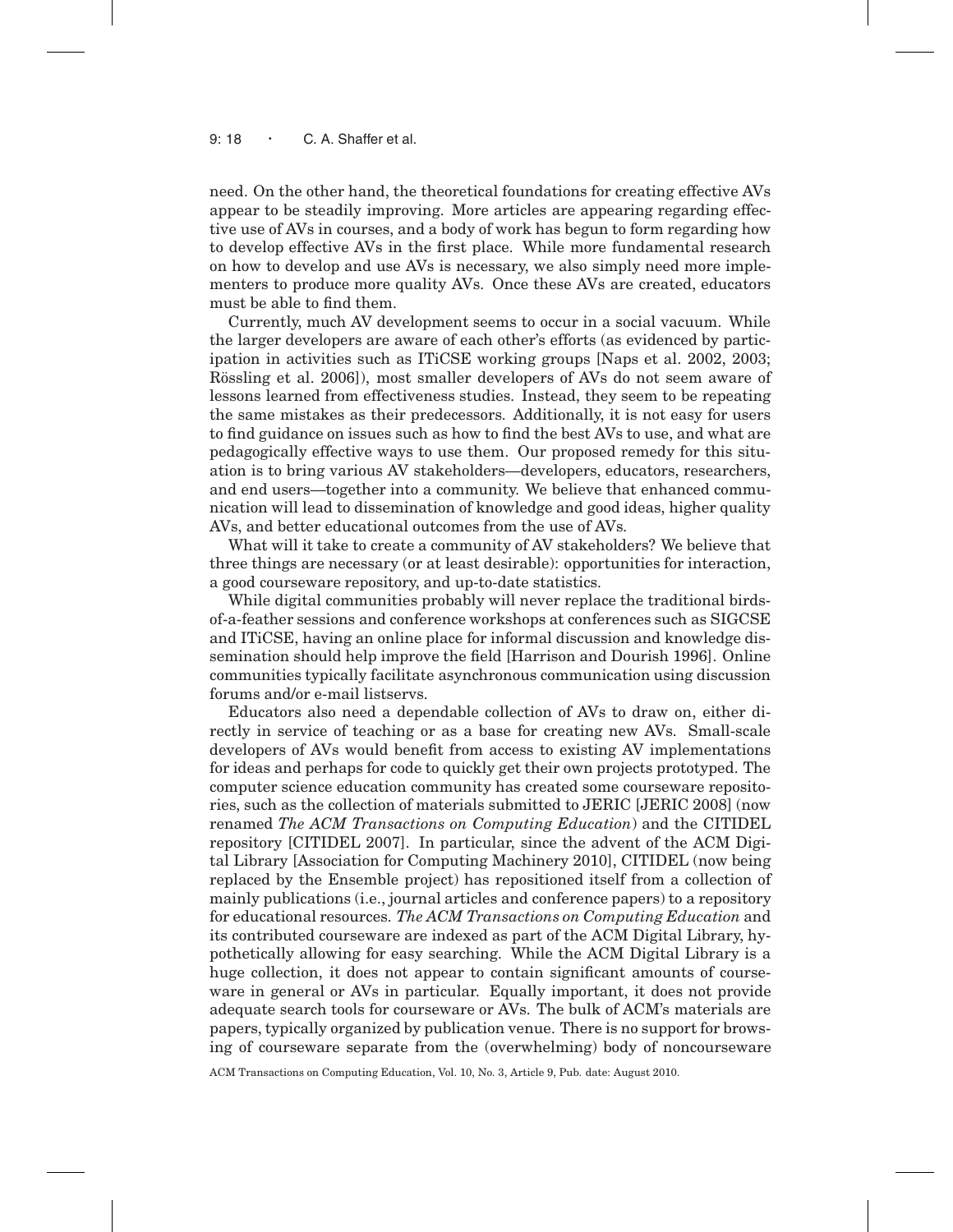need. On the other hand, the theoretical foundations for creating effective AVs appear to be steadily improving. More articles are appearing regarding effective use of AVs in courses, and a body of work has begun to form regarding how to develop effective AVs in the first place. While more fundamental research on how to develop and use AVs is necessary, we also simply need more implementers to produce more quality AVs. Once these AVs are created, educators must be able to find them.

Currently, much AV development seems to occur in a social vacuum. While the larger developers are aware of each other's efforts (as evidenced by participation in activities such as ITiCSE working groups [Naps et al. 2002, 2003; Rössling et al. 2006]), most smaller developers of AVs do not seem aware of lessons learned from effectiveness studies. Instead, they seem to be repeating the same mistakes as their predecessors. Additionally, it is not easy for users to find guidance on issues such as how to find the best AVs to use, and what are pedagogically effective ways to use them. Our proposed remedy for this situation is to bring various AV stakeholders—developers, educators, researchers, and end users—together into a community. We believe that enhanced communication will lead to dissemination of knowledge and good ideas, higher quality AVs, and better educational outcomes from the use of AVs.

What will it take to create a community of AV stakeholders? We believe that three things are necessary (or at least desirable): opportunities for interaction, a good courseware repository, and up-to-date statistics.

While digital communities probably will never replace the traditional birds-of-a-feather sessions and conference workshops at conferences such as SIGCSE and ITiCSE, having an online place for informal discussion and knowledge dissemination should help improve the field [Harrison and Dourish 1996]. Online communities typically facilitate asynchronous communication using discussion forums and/or e-mail listservs.

Educators also need a dependable collection of AVs to draw on, either directly in service of teaching or as a base for creating new AVs. Small-scale developers of AVs would benefit from access to existing AV implementations for ideas and perhaps for code to quickly get their own projects prototyped. The computer science education community has created some courseware repositories, such as the collection of materials submitted to JERIC [JERIC 2008] (now renamed *The ACM Transactions on Computing Education*) and the CITIDEL repository [CITIDEL 2007]. In particular, since the advent of the ACM Digital Library [Association for Computing Machinery 2010], CITIDEL (now being replaced by the Ensemble project) has repositioned itself from a collection of mainly publications (i.e., journal articles and conference papers) to a repository for educational resources. *The ACM Transactions on Computing Education* and its contributed courseware are indexed as part of the ACM Digital Library, hypothetically allowing for easy searching. While the ACM Digital Library is a huge collection, it does not appear to contain significant amounts of courseware in general or AVs in particular. Equally important, it does not provide adequate search tools for courseware or AVs. The bulk of ACM's materials are papers, typically organized by publication venue. There is no support for browsing of courseware separate from the (overwhelming) body of noncourseware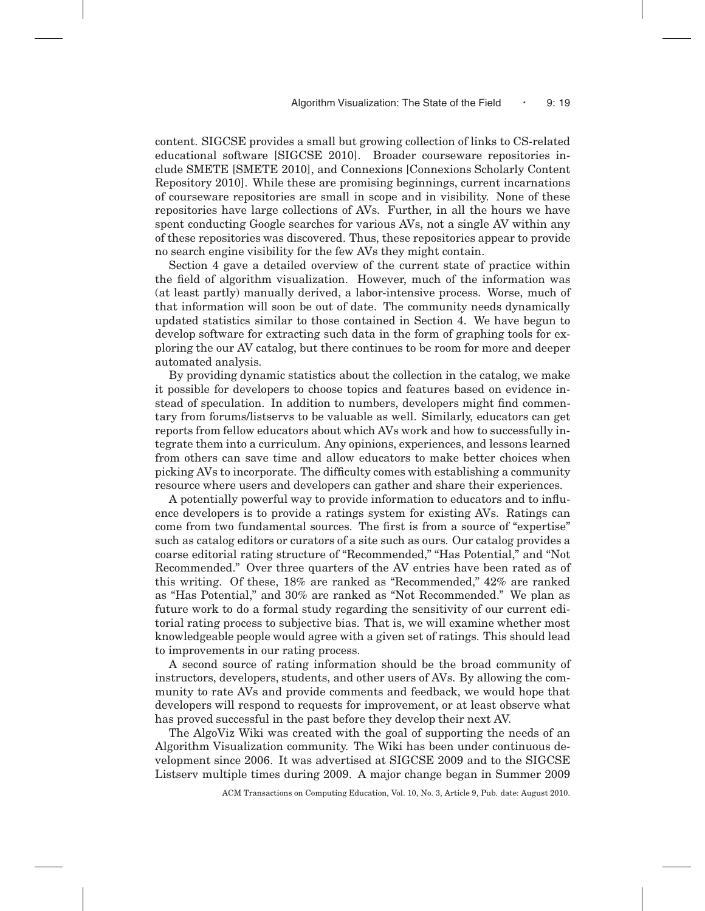content. SIGCSE provides a small but growing collection of links to CS-related educational software [SIGCSE 2010]. Broader courseware repositories include SMETE [SMETE 2010], and Connexions [Connexions Scholarly Content Repository 2010]. While these are promising beginnings, current incarnations of courseware repositories are small in scope and in visibility. None of these repositories have large collections of AVs. Further, in all the hours we have spent conducting Google searches for various AVs, not a single AV within any of these repositories was discovered. Thus, these repositories appear to provide no search engine visibility for the few AVs they might contain.

Section 4 gave a detailed overview of the current state of practice within the field of algorithm visualization. However, much of the information was (at least partly) manually derived, a labor-intensive process. Worse, much of that information will soon be out of date. The community needs dynamically updated statistics similar to those contained in Section 4. We have begun to develop software for extracting such data in the form of graphing tools for exploring the our AV catalog, but there continues to be room for more and deeper automated analysis.

By providing dynamic statistics about the collection in the catalog, we make it possible for developers to choose topics and features based on evidence instead of speculation. In addition to numbers, developers might find commentary from forums/listservs to be valuable as well. Similarly, educators can get reports from fellow educators about which AVs work and how to successfully integrate them into a curriculum. Any opinions, experiences, and lessons learned from others can save time and allow educators to make better choices when picking AVs to incorporate. The difficulty comes with establishing a community resource where users and developers can gather and share their experiences.

A potentially powerful way to provide information to educators and to influence developers is to provide a ratings system for existing AVs. Ratings can come from two fundamental sources. The first is from a source of "expertise" such as catalog editors or curators of a site such as ours. Our catalog provides a coarse editorial rating structure of "Recommended," "Has Potential," and "Not Recommended." Over three quarters of the AV entries have been rated as of this writing. Of these, 18% are ranked as "Recommended," 42% are ranked as "Has Potential," and 30% are ranked as "Not Recommended." We plan as future work to do a formal study regarding the sensitivity of our current editorial rating process to subjective bias. That is, we will examine whether most knowledgeable people would agree with a given set of ratings. This should lead to improvements in our rating process.

A second source of rating information should be the broad community of instructors, developers, students, and other users of AVs. By allowing the community to rate AVs and provide comments and feedback, we would hope that developers will respond to requests for improvement, or at least observe what has proved successful in the past before they develop their next AV.

The AlgoViz Wiki was created with the goal of supporting the needs of an Algorithm Visualization community. The Wiki has been under continuous development since 2006. It was advertised at SIGCSE 2009 and to the SIGCSE Listserv multiple times during 2009. A major change began in Summer 2009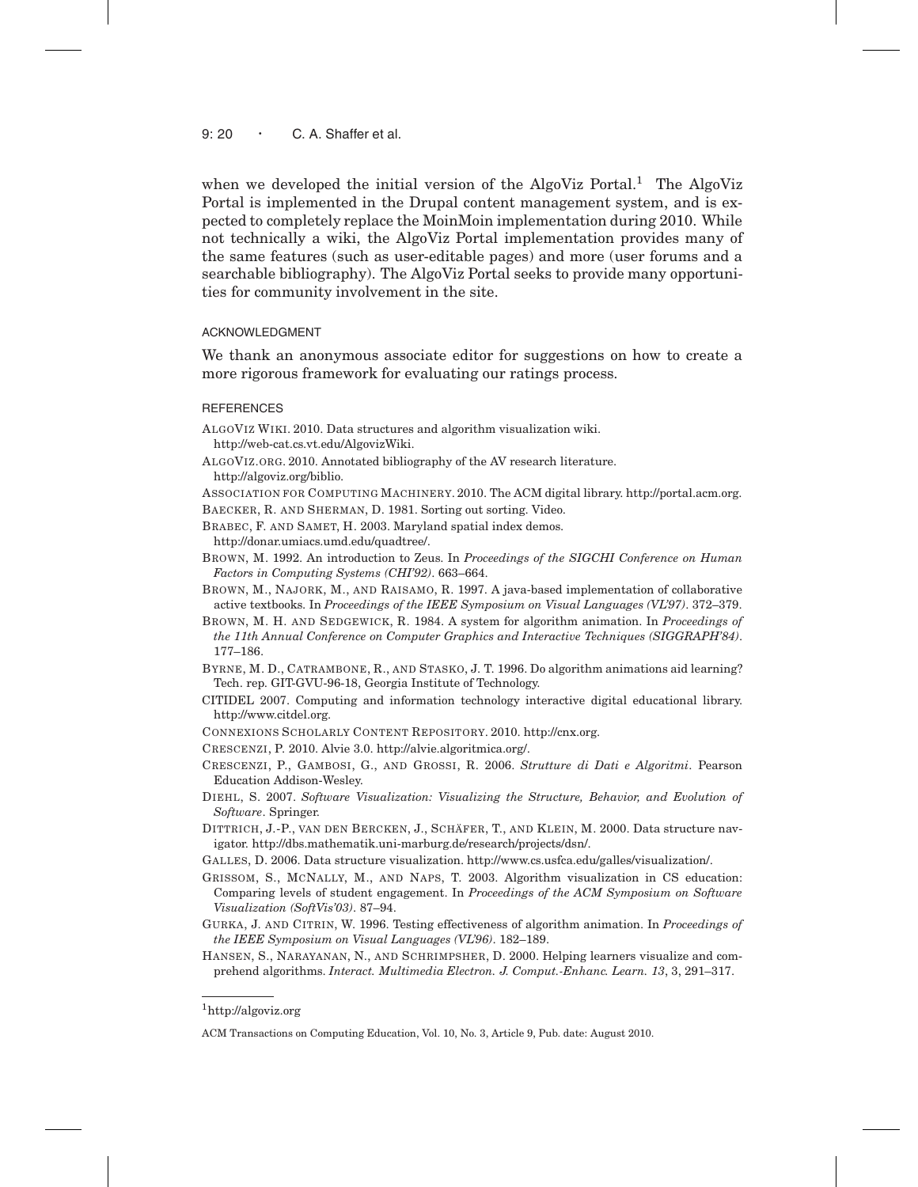when we developed the initial version of the AlgoViz Portal.[1] The AlgoViz Portal is implemented in the Drupal content management system, and is expected to completely replace the MoinMoin implementation during 2010. While not technically a wiki, the AlgoViz Portal implementation provides many of the same features (such as user-editable pages) and more (user forums and a searchable bibliography). The AlgoViz Portal seeks to provide many opportunities for community involvement in the site.

## ACKNOWLEDGMENT

We thank an anonymous associate editor for suggestions on how to create a more rigorous framework for evaluating our ratings process.

## REFERENCES

ALGOVIZ WIKI. 2010. Data structures and algorithm visualization wiki. http://web-cat.cs.vt.edu/AlgovizWiki.

ALGOVIZ.ORG. 2010. Annotated bibliography of the AV research literature. http://algoviz.org/biblio.

ASSOCIATION FOR COMPUTING MACHINERY. 2010. The ACM digital library. http://portal.acm.org.

BAECKER, R. AND SHERMAN, D. 1981. Sorting out sorting. Video.

BRABEC, F. AND SAMET, H. 2003. Maryland spatial index demos. http://donar.umiacs.umd.edu/quadtree/.

BROWN, M. 1992. An introduction to Zeus. In *Proceedings of the SIGCHI Conference on Human Factors in Computing Systems (CHI'92)*. 663–664.

BROWN, M., NAJORK, M., AND RAISAMO, R. 1997. A java-based implementation of collaborative active textbooks. In *Proceedings of the IEEE Symposium on Visual Languages (VL'97)*. 372–379.

BROWN, M. H. AND SEDGEWICK, R. 1984. A system for algorithm animation. In *Proceedings of the 11th Annual Conference on Computer Graphics and Interactive Techniques (SIGGRAPH'84)*. 177–186.

BYRNE, M. D., CATRAMBONE, R., AND STASKO, J. T. 1996. Do algorithm animations aid learning? Tech. rep. GIT-GVU-96-18, Georgia Institute of Technology.

CITIDEL 2007. Computing and information technology interactive digital educational library. http://www.citdel.org.

CONNEXIONS SCHOLARLY CONTENT REPOSITORY. 2010. http://cnx.org.

CRESCENZI, P. 2010. Alvie 3.0. http://alvie.algoritmica.org/.

CRESCENZI, P., GAMBOSI, G., AND GROSSI, R. 2006. *Strutture di Dati e Algoritmi*. Pearson Education Addison-Wesley.

DIEHL, S. 2007. *Software Visualization: Visualizing the Structure, Behavior, and Evolution of Software*. Springer.

DITTRICH, J.-P., VAN DEN BERCKEN, J., SCHÄFER, T., AND KLEIN, M. 2000. Data structure navigator. http://dbs.mathematik.uni-marburg.de/research/projects/dsn/.

GALLES, D. 2006. Data structure visualization. http://www.cs.usfca.edu/galles/visualization/.

GRISSOM, S., MCNALLY, M., AND NAPS, T. 2003. Algorithm visualization in CS education: Comparing levels of student engagement. In *Proceedings of the ACM Symposium on Software Visualization (SoftVis'03)*. 87–94.

GURKA, J. AND CITRIN, W. 1996. Testing effectiveness of algorithm animation. In *Proceedings of the IEEE Symposium on Visual Languages (VL'96)*. 182–189.

HANSEN, S., NARAYANAN, N., AND SCHRIMPSHER, D. 2000. Helping learners visualize and comprehend algorithms. *Interact. Multimedia Electron. J. Comput.-Enhanc. Learn. 13*, 3, 291–317.

[1] http://algoviz.org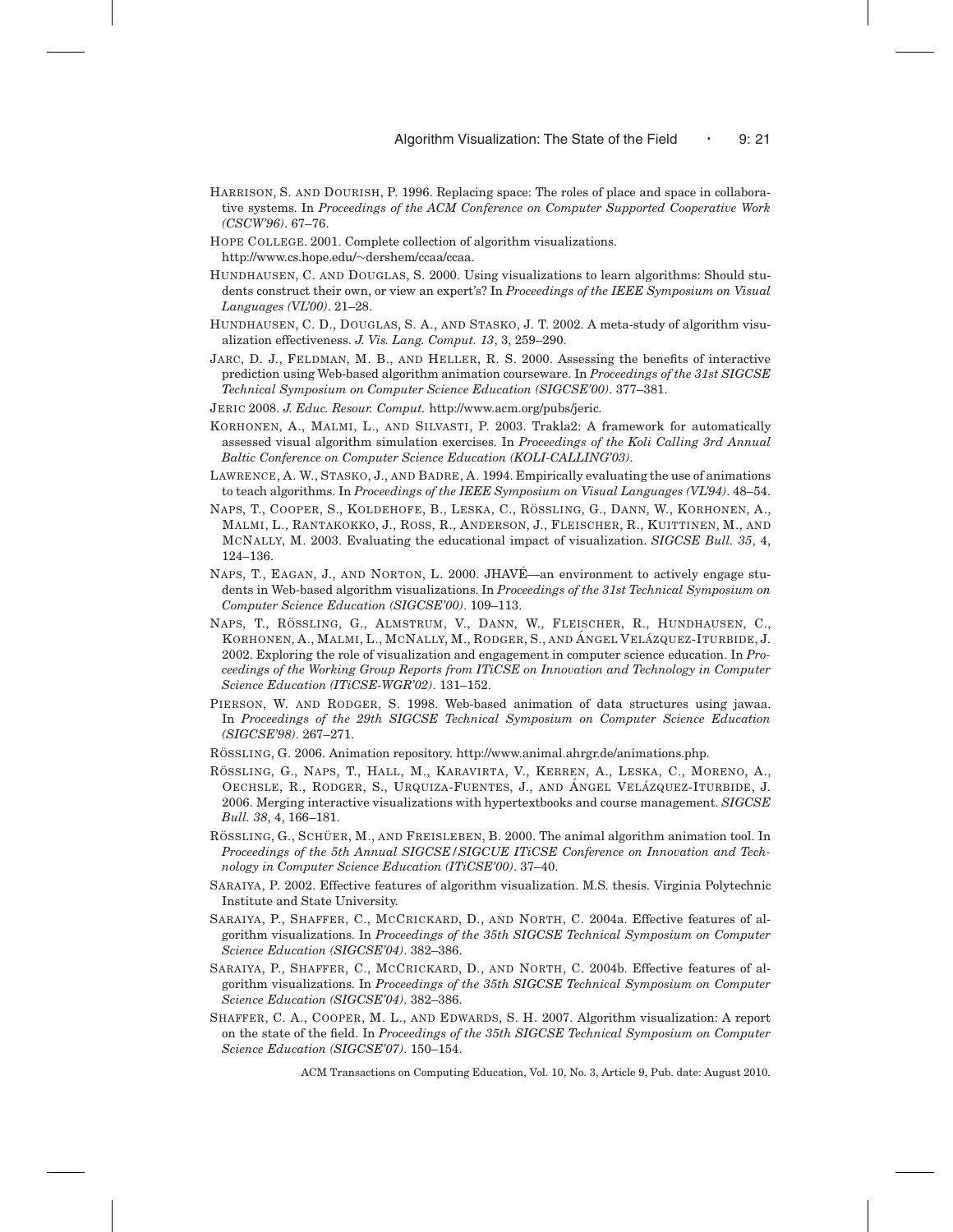HARRISON, S. AND DOURISH, P. 1996. Replacing space: The roles of place and space in collaborative systems. In *Proceedings of the ACM Conference on Computer Supported Cooperative Work (CSCW'96)*. 67–76.

HOPE COLLEGE. 2001. Complete collection of algorithm visualizations. http://www.cs.hope.edu/∼dershem/ccaa/ccaa.

HUNDHAUSEN, C. AND DOUGLAS, S. 2000. Using visualizations to learn algorithms: Should students construct their own, or view an expert's? In *Proceedings of the IEEE Symposium on Visual Languages (VL'00)*. 21–28.

HUNDHAUSEN, C. D., DOUGLAS, S. A., AND STASKO, J. T. 2002. A meta-study of algorithm visualization effectiveness. *J. Vis. Lang. Comput. 13*, 3, 259–290.

JARC, D. J., FELDMAN, M. B., AND HELLER, R. S. 2000. Assessing the benefits of interactive prediction using Web-based algorithm animation courseware. In *Proceedings of the 31st SIGCSE Technical Symposium on Computer Science Education (SIGCSE'00)*. 377–381.

JERIC 2008. *J. Educ. Resour. Comput.* http://www.acm.org/pubs/jeric.

KORHONEN, A., MALMI, L., AND SILVASTI, P. 2003. Trakla2: A framework for automatically assessed visual algorithm simulation exercises. In *Proceedings of the Koli Calling 3rd Annual Baltic Conference on Computer Science Education (KOLI-CALLING'03)*.

LAWRENCE, A. W., STASKO, J., AND BADRE, A. 1994. Empirically evaluating the use of animations to teach algorithms. In *Proceedings of the IEEE Symposium on Visual Languages (VL'94)*. 48–54.

NAPS, T., COOPER, S., KOLDEHOFE, B., LESKA, C., RÖSSLING, G., DANN, W., KORHONEN, A., MALMI, L., RANTAKOKKO, J., ROSS, R., ANDERSON, J., FLEISCHER, R., KUITTINEN, M., AND MCNALLY, M. 2003. Evaluating the educational impact of visualization. *SIGCSE Bull. 35*, 4, 124–136.

NAPS, T., EAGAN, J., AND NORTON, L. 2000. JHAVÉ—an environment to actively engage students in Web-based algorithm visualizations. In *Proceedings of the 31st Technical Symposium on Computer Science Education (SIGCSE'00)*. 109–113.

NAPS, T., RÖSSLING, G., ALMSTRUM, V., DANN, W., FLEISCHER, R., HUNDHAUSEN, C., KORHONEN, A., MALMI, L., MCNALLY, M., RODGER, S., AND ÁNGEL VELÁZQUEZ-ITURBIDE, J. 2002. Exploring the role of visualization and engagement in computer science education. In *Proceedings of the Working Group Reports from ITiCSE on Innovation and Technology in Computer Science Education (ITiCSE-WGR'02)*. 131–152.

PIERSON, W. AND RODGER, S. 1998. Web-based animation of data structures using jawaa. In *Proceedings of the 29th SIGCSE Technical Symposium on Computer Science Education (SIGCSE'98)*. 267–271.

RÖSSLING, G. 2006. Animation repository. http://www.animal.ahrgr.de/animations.php.

RÖSSLING, G., NAPS, T., HALL, M., KARAVIRTA, V., KERREN, A., LESKA, C., MORENO, A., OECHSLE, R., RODGER, S., URQUIZA-FUENTES, J., AND ÁNGEL VELÁZQUEZ-ITURBIDE, J. 2006. Merging interactive visualizations with hypertextbooks and course management. *SIGCSE Bull. 38*, 4, 166–181.

RÖSSLING, G., SCHÜER, M., AND FREISLEBEN, B. 2000. The animal algorithm animation tool. In *Proceedings of the 5th Annual SIGCSE/SIGCUE ITiCSE Conference on Innovation and Technology in Computer Science Education (ITiCSE'00)*. 37–40.

SARAIYA, P. 2002. Effective features of algorithm visualization. M.S. thesis. Virginia Polytechnic Institute and State University.

SARAIYA, P., SHAFFER, C., MCCRICKARD, D., AND NORTH, C. 2004a. Effective features of algorithm visualizations. In *Proceedings of the 35th SIGCSE Technical Symposium on Computer Science Education (SIGCSE'04)*. 382–386.

SARAIYA, P., SHAFFER, C., MCCRICKARD, D., AND NORTH, C. 2004b. Effective features of algorithm visualizations. In *Proceedings of the 35th SIGCSE Technical Symposium on Computer Science Education (SIGCSE'04)*. 382–386.

SHAFFER, C. A., COOPER, M. L., AND EDWARDS, S. H. 2007. Algorithm visualization: A report on the state of the field. In *Proceedings of the 35th SIGCSE Technical Symposium on Computer Science Education (SIGCSE'07)*. 150–154.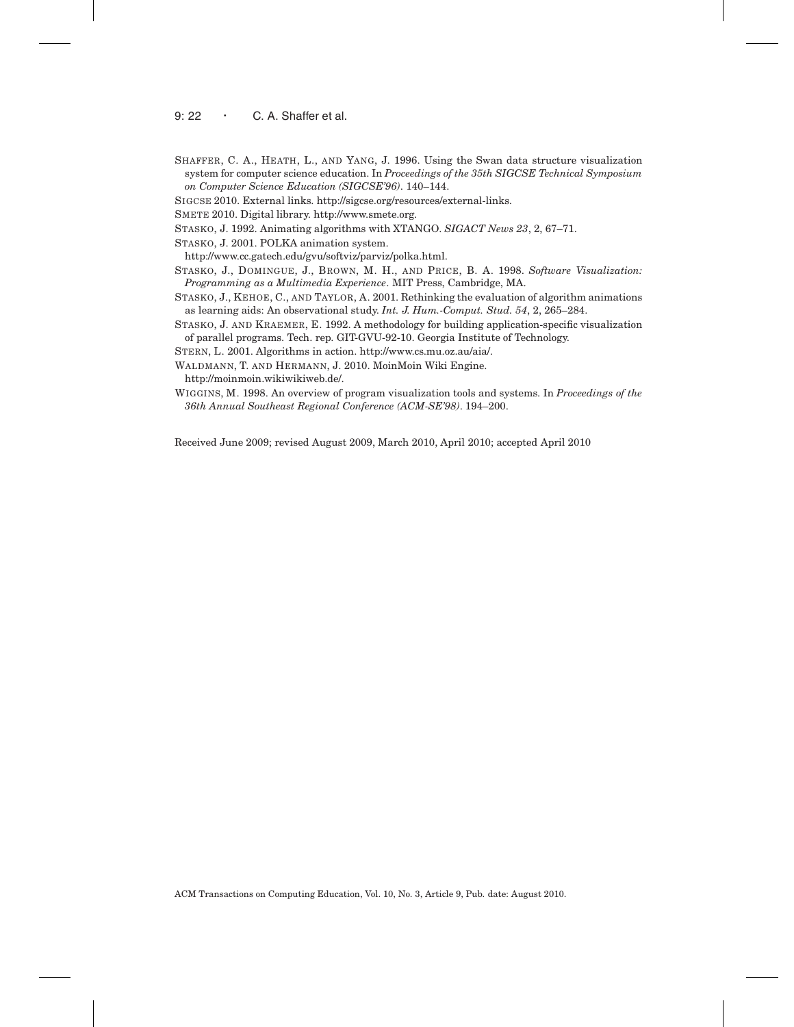Shaffer, C. A., Heath, L., and Yang, J. 1996. Using the Swan data structure visualization system for computer science education. In *Proceedings of the 35th SIGCSE Technical Symposium on Computer Science Education (SIGCSE'96)*. 140–144.

SIGCSE 2010. External links. http://sigcse.org/resources/external-links.

SMETE 2010. Digital library. http://www.smete.org.

Stasko, J. 1992. Animating algorithms with XTANGO. *SIGACT News 23*, 2, 67–71.

Stasko, J. 2001. POLKA animation system. http://www.cc.gatech.edu/gvu/softviz/parviz/polka.html.

Stasko, J., Domingue, J., Brown, M. H., and Price, B. A. 1998. *Software Visualization: Programming as a Multimedia Experience*. MIT Press, Cambridge, MA.

Stasko, J., Kehoe, C., and Taylor, A. 2001. Rethinking the evaluation of algorithm animations as learning aids: An observational study. *Int. J. Hum.-Comput. Stud. 54*, 2, 265–284.

Stasko, J. and Kraemer, E. 1992. A methodology for building application-specific visualization of parallel programs. Tech. rep. GIT-GVU-92-10. Georgia Institute of Technology.

Stern, L. 2001. Algorithms in action. http://www.cs.mu.oz.au/aia/.

Waldmann, T. and Hermann, J. 2010. MoinMoin Wiki Engine. http://moinmoin.wikiwikiweb.de/.

Wiggins, M. 1998. An overview of program visualization tools and systems. In *Proceedings of the 36th Annual Southeast Regional Conference (ACM-SE'98)*. 194–200.

Received June 2009; revised August 2009, March 2010, April 2010; accepted April 2010